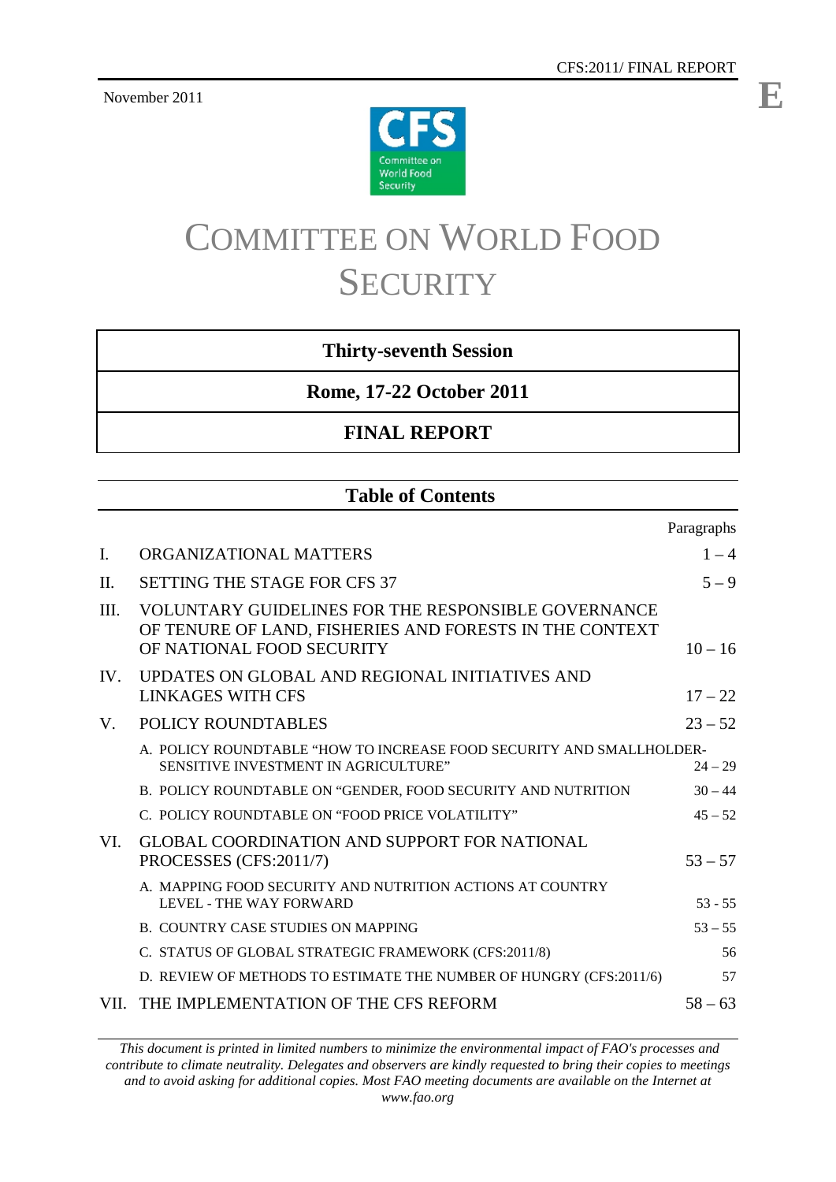November 2011

CFS:2011/ FINAL REPORT

E

Committee on World Food Security

# COMMITTEE ON WORLD FOOD SECURITY

| **Thirty-seventh Session** |
|---|
| **Rome, 17-22 October 2011** |
| **FINAL REPORT** |

## Table of Contents

| | | Paragraphs |
|---|---|---|
| I. | ORGANIZATIONAL MATTERS | 1 – 4 |
| II. | SETTING THE STAGE FOR CFS 37 | 5 – 9 |
| III. | VOLUNTARY GUIDELINES FOR THE RESPONSIBLE GOVERNANCE OF TENURE OF LAND, FISHERIES AND FORESTS IN THE CONTEXT OF NATIONAL FOOD SECURITY | 10 – 16 |
| IV. | UPDATES ON GLOBAL AND REGIONAL INITIATIVES AND LINKAGES WITH CFS | 17 – 22 |
| V. | POLICY ROUNDTABLES | 23 – 52 |
| | A. POLICY ROUNDTABLE “HOW TO INCREASE FOOD SECURITY AND SMALLHOLDER-SENSITIVE INVESTMENT IN AGRICULTURE” | 24 – 29 |
| | B. POLICY ROUNDTABLE ON “GENDER, FOOD SECURITY AND NUTRITION | 30 – 44 |
| | C. POLICY ROUNDTABLE ON “FOOD PRICE VOLATILITY” | 45 – 52 |
| VI. | GLOBAL COORDINATION AND SUPPORT FOR NATIONAL PROCESSES (CFS:2011/7) | 53 – 57 |
| | A. MAPPING FOOD SECURITY AND NUTRITION ACTIONS AT COUNTRY LEVEL - THE WAY FORWARD | 53 - 55 |
| | B. COUNTRY CASE STUDIES ON MAPPING | 53 – 55 |
| | C. STATUS OF GLOBAL STRATEGIC FRAMEWORK (CFS:2011/8) | 56 |
| | D. REVIEW OF METHODS TO ESTIMATE THE NUMBER OF HUNGRY (CFS:2011/6) | 57 |
| VII. | THE IMPLEMENTATION OF THE CFS REFORM | 58 – 63 |

*This document is printed in limited numbers to minimize the environmental impact of FAO's processes and contribute to climate neutrality. Delegates and observers are kindly requested to bring their copies to meetings and to avoid asking for additional copies. Most FAO meeting documents are available on the Internet at www.fao.org*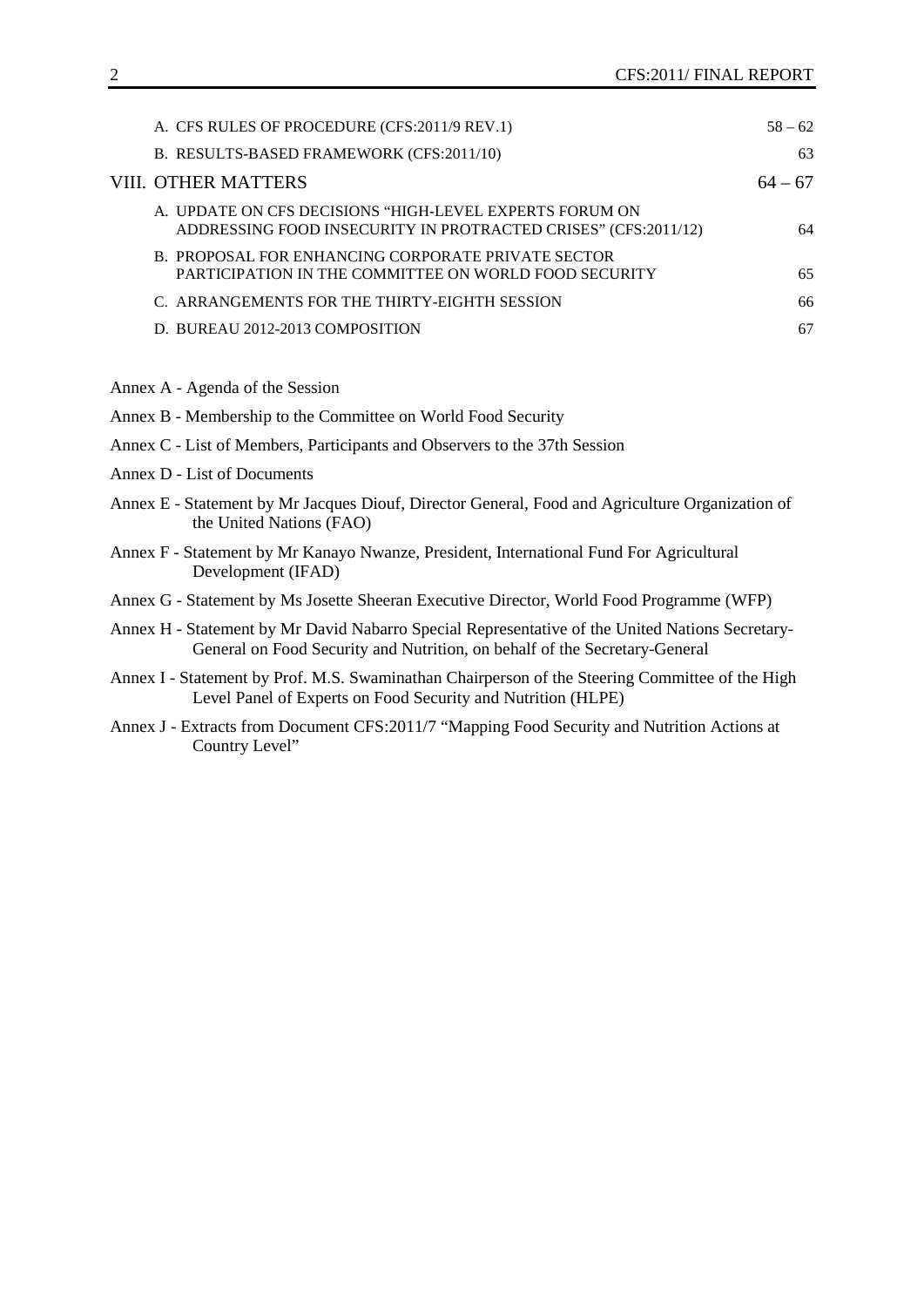| | |
|---|---|
| A. CFS RULES OF PROCEDURE (CFS:2011/9 REV.1) | 58 – 62 |
| B. RESULTS-BASED FRAMEWORK (CFS:2011/10) | 63 |
| VIII. OTHER MATTERS | 64 – 67 |
| A. UPDATE ON CFS DECISIONS "HIGH-LEVEL EXPERTS FORUM ON ADDRESSING FOOD INSECURITY IN PROTRACTED CRISES" (CFS:2011/12) | 64 |
| B. PROPOSAL FOR ENHANCING CORPORATE PRIVATE SECTOR PARTICIPATION IN THE COMMITTEE ON WORLD FOOD SECURITY | 65 |
| C. ARRANGEMENTS FOR THE THIRTY-EIGHTH SESSION | 66 |
| D. BUREAU 2012-2013 COMPOSITION | 67 |

Annex A - Agenda of the Session

Annex B - Membership to the Committee on World Food Security

Annex C - List of Members, Participants and Observers to the 37th Session

Annex D - List of Documents

Annex E - Statement by Mr Jacques Diouf, Director General, Food and Agriculture Organization of the United Nations (FAO)

Annex F - Statement by Mr Kanayo Nwanze, President, International Fund For Agricultural Development (IFAD)

Annex G - Statement by Ms Josette Sheeran Executive Director, World Food Programme (WFP)

Annex H - Statement by Mr David Nabarro Special Representative of the United Nations Secretary-General on Food Security and Nutrition, on behalf of the Secretary-General

Annex I - Statement by Prof. M.S. Swaminathan Chairperson of the Steering Committee of the High Level Panel of Experts on Food Security and Nutrition (HLPE)

Annex J - Extracts from Document CFS:2011/7 "Mapping Food Security and Nutrition Actions at Country Level"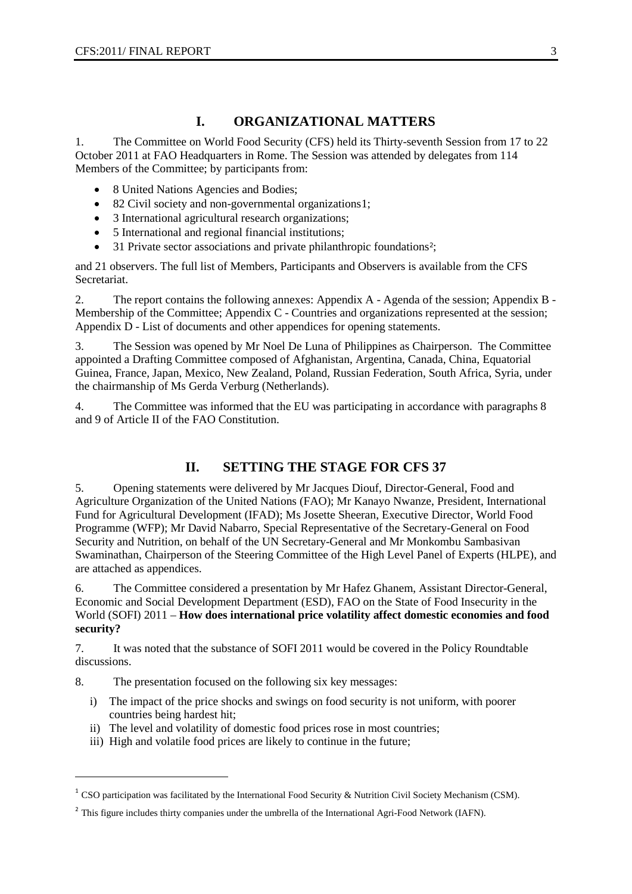# I. ORGANIZATIONAL MATTERS

1. The Committee on World Food Security (CFS) held its Thirty-seventh Session from 17 to 22 October 2011 at FAO Headquarters in Rome. The Session was attended by delegates from 114 Members of the Committee; by participants from:

- 8 United Nations Agencies and Bodies;
- 82 Civil society and non-governmental organizations[1];
- 3 International agricultural research organizations;
- 5 International and regional financial institutions;
- 31 Private sector associations and private philanthropic foundations[2];

and 21 observers. The full list of Members, Participants and Observers is available from the CFS Secretariat.

2. The report contains the following annexes: Appendix A - Agenda of the session; Appendix B - Membership of the Committee; Appendix C - Countries and organizations represented at the session; Appendix D - List of documents and other appendices for opening statements.

3. The Session was opened by Mr Noel De Luna of Philippines as Chairperson. The Committee appointed a Drafting Committee composed of Afghanistan, Argentina, Canada, China, Equatorial Guinea, France, Japan, Mexico, New Zealand, Poland, Russian Federation, South Africa, Syria, under the chairmanship of Ms Gerda Verburg (Netherlands).

4. The Committee was informed that the EU was participating in accordance with paragraphs 8 and 9 of Article II of the FAO Constitution.

# II. SETTING THE STAGE FOR CFS 37

5. Opening statements were delivered by Mr Jacques Diouf, Director-General, Food and Agriculture Organization of the United Nations (FAO); Mr Kanayo Nwanze, President, International Fund for Agricultural Development (IFAD); Ms Josette Sheeran, Executive Director, World Food Programme (WFP); Mr David Nabarro, Special Representative of the Secretary-General on Food Security and Nutrition, on behalf of the UN Secretary-General and Mr Monkombu Sambasivan Swaminathan, Chairperson of the Steering Committee of the High Level Panel of Experts (HLPE), and are attached as appendices.

6. The Committee considered a presentation by Mr Hafez Ghanem, Assistant Director-General, Economic and Social Development Department (ESD), FAO on the State of Food Insecurity in the World (SOFI) 2011 – **How does international price volatility affect domestic economies and food security?**

7. It was noted that the substance of SOFI 2011 would be covered in the Policy Roundtable discussions.

8. The presentation focused on the following six key messages:

i) The impact of the price shocks and swings on food security is not uniform, with poorer countries being hardest hit;
ii) The level and volatility of domestic food prices rose in most countries;
iii) High and volatile food prices are likely to continue in the future;

---

[1] CSO participation was facilitated by the International Food Security & Nutrition Civil Society Mechanism (CSM).

[2] This figure includes thirty companies under the umbrella of the International Agri-Food Network (IAFN).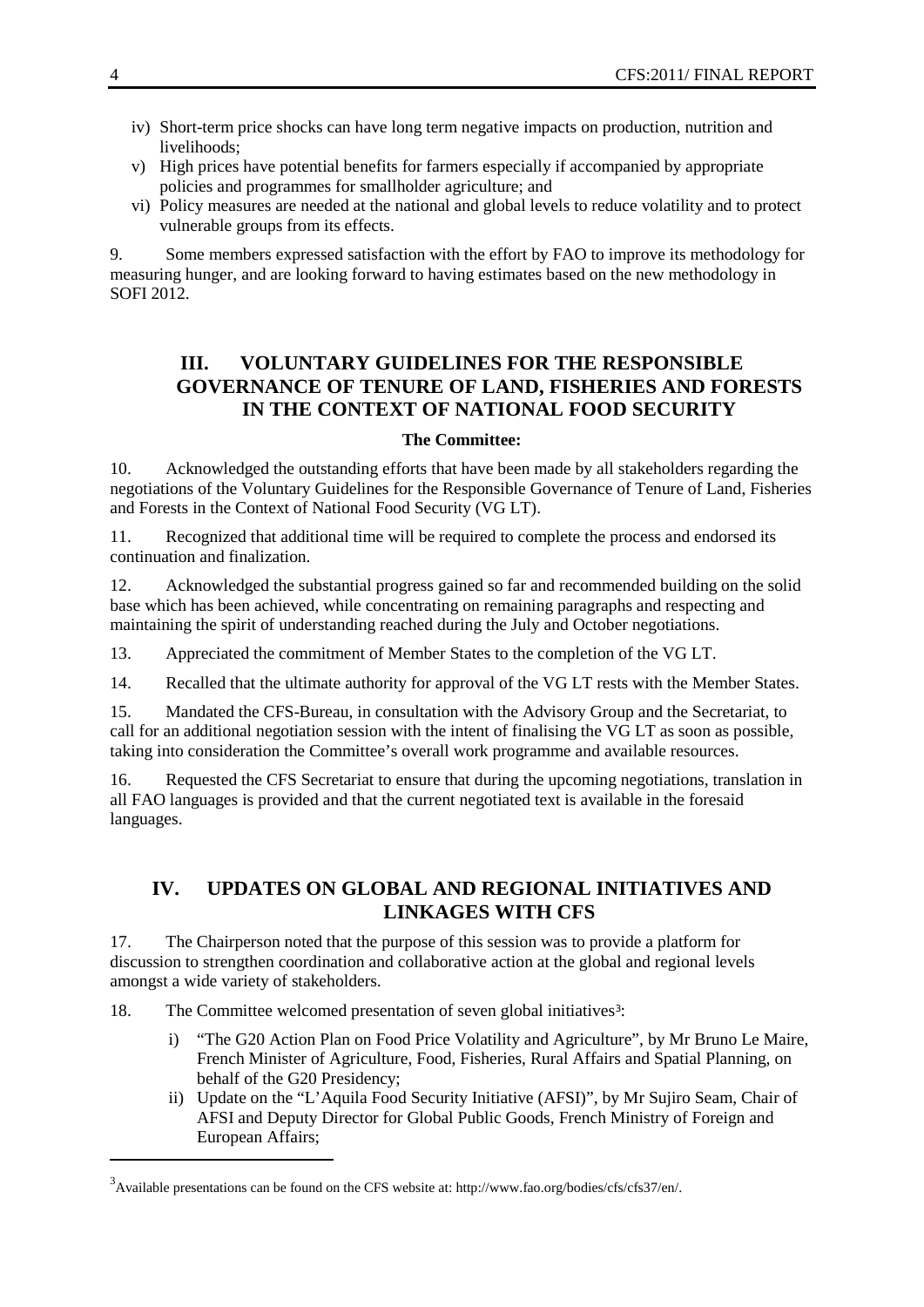iv) Short-term price shocks can have long term negative impacts on production, nutrition and livelihoods;
v) High prices have potential benefits for farmers especially if accompanied by appropriate policies and programmes for smallholder agriculture; and
vi) Policy measures are needed at the national and global levels to reduce volatility and to protect vulnerable groups from its effects.

9. Some members expressed satisfaction with the effort by FAO to improve its methodology for measuring hunger, and are looking forward to having estimates based on the new methodology in SOFI 2012.

## III. VOLUNTARY GUIDELINES FOR THE RESPONSIBLE GOVERNANCE OF TENURE OF LAND, FISHERIES AND FORESTS IN THE CONTEXT OF NATIONAL FOOD SECURITY

**The Committee:**

10. Acknowledged the outstanding efforts that have been made by all stakeholders regarding the negotiations of the Voluntary Guidelines for the Responsible Governance of Tenure of Land, Fisheries and Forests in the Context of National Food Security (VG LT).

11. Recognized that additional time will be required to complete the process and endorsed its continuation and finalization.

12. Acknowledged the substantial progress gained so far and recommended building on the solid base which has been achieved, while concentrating on remaining paragraphs and respecting and maintaining the spirit of understanding reached during the July and October negotiations.

13. Appreciated the commitment of Member States to the completion of the VG LT.

14. Recalled that the ultimate authority for approval of the VG LT rests with the Member States.

15. Mandated the CFS-Bureau, in consultation with the Advisory Group and the Secretariat, to call for an additional negotiation session with the intent of finalising the VG LT as soon as possible, taking into consideration the Committee's overall work programme and available resources.

16. Requested the CFS Secretariat to ensure that during the upcoming negotiations, translation in all FAO languages is provided and that the current negotiated text is available in the foresaid languages.

## IV. UPDATES ON GLOBAL AND REGIONAL INITIATIVES AND LINKAGES WITH CFS

17. The Chairperson noted that the purpose of this session was to provide a platform for discussion to strengthen coordination and collaborative action at the global and regional levels amongst a wide variety of stakeholders.

18. The Committee welcomed presentation of seven global initiatives[3]:

i) "The G20 Action Plan on Food Price Volatility and Agriculture", by Mr Bruno Le Maire, French Minister of Agriculture, Food, Fisheries, Rural Affairs and Spatial Planning, on behalf of the G20 Presidency;
ii) Update on the "L'Aquila Food Security Initiative (AFSI)", by Mr Sujiro Seam, Chair of AFSI and Deputy Director for Global Public Goods, French Ministry of Foreign and European Affairs;

[3] Available presentations can be found on the CFS website at: http://www.fao.org/bodies/cfs/cfs37/en/.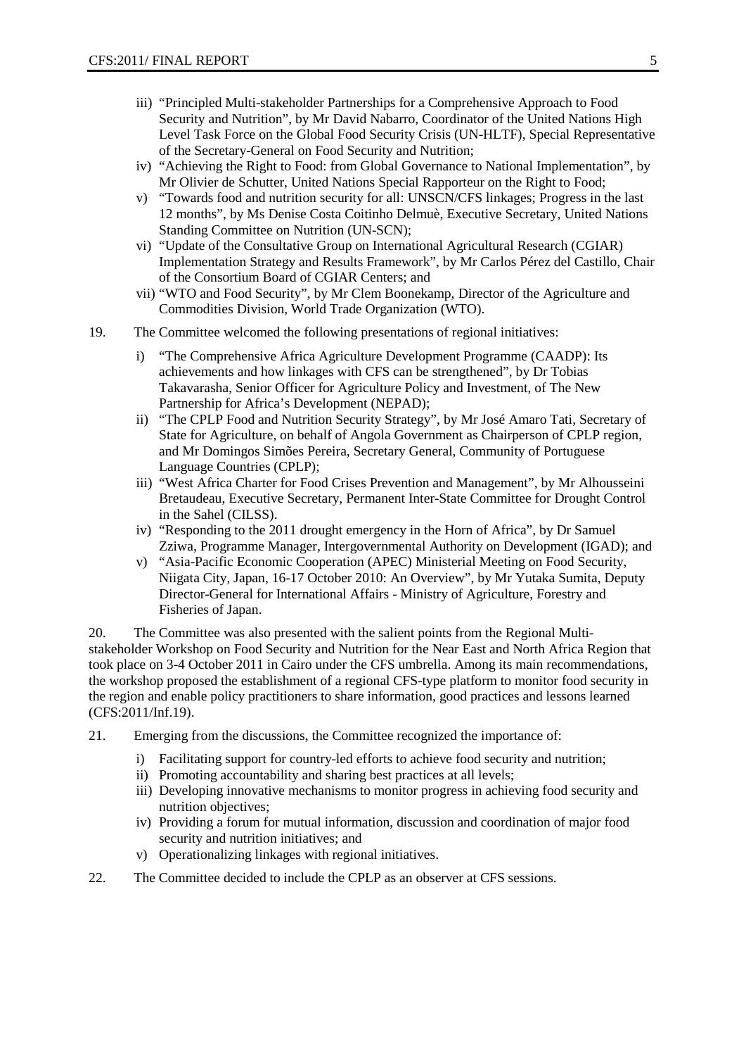iii) "Principled Multi-stakeholder Partnerships for a Comprehensive Approach to Food Security and Nutrition", by Mr David Nabarro, Coordinator of the United Nations High Level Task Force on the Global Food Security Crisis (UN-HLTF), Special Representative of the Secretary-General on Food Security and Nutrition;

iv) "Achieving the Right to Food: from Global Governance to National Implementation", by Mr Olivier de Schutter, United Nations Special Rapporteur on the Right to Food;

v) "Towards food and nutrition security for all: UNSCN/CFS linkages; Progress in the last 12 months", by Ms Denise Costa Coitinho Delmuè, Executive Secretary, United Nations Standing Committee on Nutrition (UN-SCN);

vi) "Update of the Consultative Group on International Agricultural Research (CGIAR) Implementation Strategy and Results Framework", by Mr Carlos Pérez del Castillo, Chair of the Consortium Board of CGIAR Centers; and

vii) "WTO and Food Security", by Mr Clem Boonekamp, Director of the Agriculture and Commodities Division, World Trade Organization (WTO).

19. The Committee welcomed the following presentations of regional initiatives:

i) "The Comprehensive Africa Agriculture Development Programme (CAADP): Its achievements and how linkages with CFS can be strengthened", by Dr Tobias Takavarasha, Senior Officer for Agriculture Policy and Investment, of The New Partnership for Africa's Development (NEPAD);

ii) "The CPLP Food and Nutrition Security Strategy", by Mr José Amaro Tati, Secretary of State for Agriculture, on behalf of Angola Government as Chairperson of CPLP region, and Mr Domingos Simões Pereira, Secretary General, Community of Portuguese Language Countries (CPLP);

iii) "West Africa Charter for Food Crises Prevention and Management", by Mr Alhousseini Bretaudeau, Executive Secretary, Permanent Inter-State Committee for Drought Control in the Sahel (CILSS).

iv) "Responding to the 2011 drought emergency in the Horn of Africa", by Dr Samuel Zziwa, Programme Manager, Intergovernmental Authority on Development (IGAD); and

v) "Asia-Pacific Economic Cooperation (APEC) Ministerial Meeting on Food Security, Niigata City, Japan, 16-17 October 2010: An Overview", by Mr Yutaka Sumita, Deputy Director-General for International Affairs - Ministry of Agriculture, Forestry and Fisheries of Japan.

20. The Committee was also presented with the salient points from the Regional Multi-stakeholder Workshop on Food Security and Nutrition for the Near East and North Africa Region that took place on 3-4 October 2011 in Cairo under the CFS umbrella. Among its main recommendations, the workshop proposed the establishment of a regional CFS-type platform to monitor food security in the region and enable policy practitioners to share information, good practices and lessons learned (CFS:2011/Inf.19).

21. Emerging from the discussions, the Committee recognized the importance of:

i) Facilitating support for country-led efforts to achieve food security and nutrition;

ii) Promoting accountability and sharing best practices at all levels;

iii) Developing innovative mechanisms to monitor progress in achieving food security and nutrition objectives;

iv) Providing a forum for mutual information, discussion and coordination of major food security and nutrition initiatives; and

v) Operationalizing linkages with regional initiatives.

22. The Committee decided to include the CPLP as an observer at CFS sessions.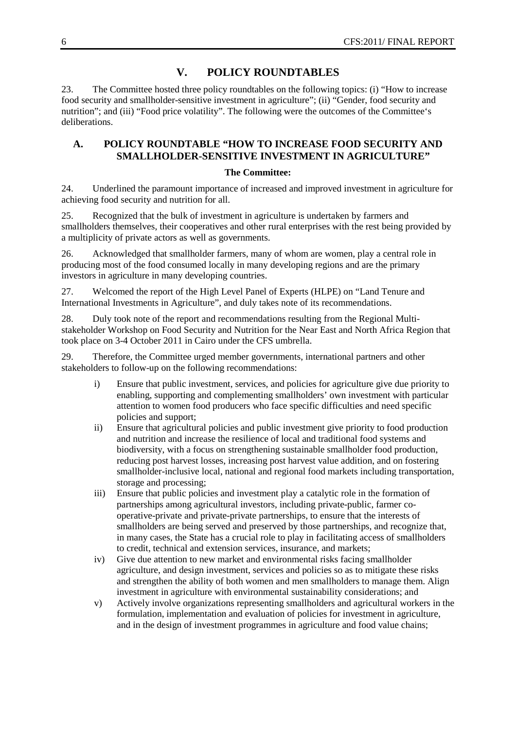## V. POLICY ROUNDTABLES

23. The Committee hosted three policy roundtables on the following topics: (i) "How to increase food security and smallholder-sensitive investment in agriculture"; (ii) "Gender, food security and nutrition"; and (iii) "Food price volatility". The following were the outcomes of the Committee's deliberations.

### A. POLICY ROUNDTABLE "HOW TO INCREASE FOOD SECURITY AND SMALLHOLDER-SENSITIVE INVESTMENT IN AGRICULTURE"

**The Committee:**

24. Underlined the paramount importance of increased and improved investment in agriculture for achieving food security and nutrition for all.

25. Recognized that the bulk of investment in agriculture is undertaken by farmers and smallholders themselves, their cooperatives and other rural enterprises with the rest being provided by a multiplicity of private actors as well as governments.

26. Acknowledged that smallholder farmers, many of whom are women, play a central role in producing most of the food consumed locally in many developing regions and are the primary investors in agriculture in many developing countries.

27. Welcomed the report of the High Level Panel of Experts (HLPE) on "Land Tenure and International Investments in Agriculture", and duly takes note of its recommendations.

28. Duly took note of the report and recommendations resulting from the Regional Multi-stakeholder Workshop on Food Security and Nutrition for the Near East and North Africa Region that took place on 3-4 October 2011 in Cairo under the CFS umbrella.

29. Therefore, the Committee urged member governments, international partners and other stakeholders to follow-up on the following recommendations:

i) Ensure that public investment, services, and policies for agriculture give due priority to enabling, supporting and complementing smallholders' own investment with particular attention to women food producers who face specific difficulties and need specific policies and support;

ii) Ensure that agricultural policies and public investment give priority to food production and nutrition and increase the resilience of local and traditional food systems and biodiversity, with a focus on strengthening sustainable smallholder food production, reducing post harvest losses, increasing post harvest value addition, and on fostering smallholder-inclusive local, national and regional food markets including transportation, storage and processing;

iii) Ensure that public policies and investment play a catalytic role in the formation of partnerships among agricultural investors, including private-public, farmer co-operative-private and private-private partnerships, to ensure that the interests of smallholders are being served and preserved by those partnerships, and recognize that, in many cases, the State has a crucial role to play in facilitating access of smallholders to credit, technical and extension services, insurance, and markets;

iv) Give due attention to new market and environmental risks facing smallholder agriculture, and design investment, services and policies so as to mitigate these risks and strengthen the ability of both women and men smallholders to manage them. Align investment in agriculture with environmental sustainability considerations; and

v) Actively involve organizations representing smallholders and agricultural workers in the formulation, implementation and evaluation of policies for investment in agriculture, and in the design of investment programmes in agriculture and food value chains;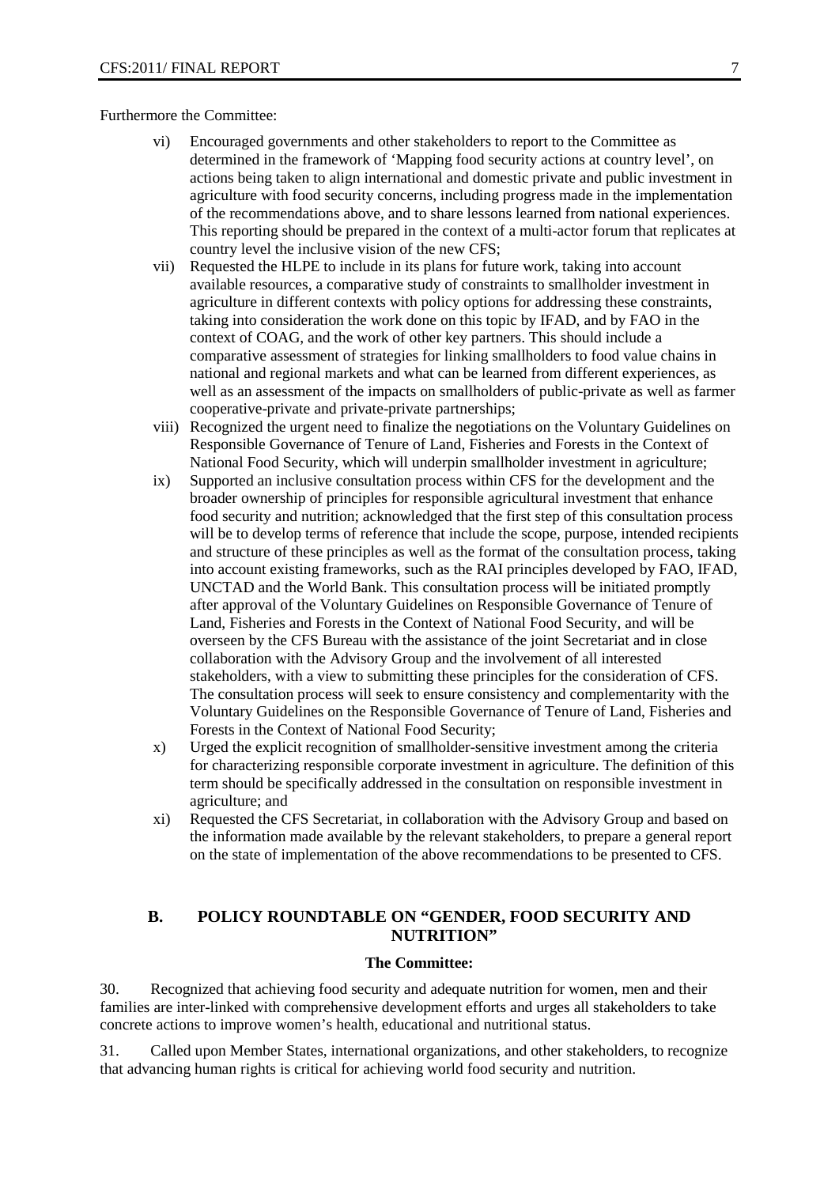Furthermore the Committee:

vi) Encouraged governments and other stakeholders to report to the Committee as determined in the framework of 'Mapping food security actions at country level', on actions being taken to align international and domestic private and public investment in agriculture with food security concerns, including progress made in the implementation of the recommendations above, and to share lessons learned from national experiences. This reporting should be prepared in the context of a multi-actor forum that replicates at country level the inclusive vision of the new CFS;

vii) Requested the HLPE to include in its plans for future work, taking into account available resources, a comparative study of constraints to smallholder investment in agriculture in different contexts with policy options for addressing these constraints, taking into consideration the work done on this topic by IFAD, and by FAO in the context of COAG, and the work of other key partners. This should include a comparative assessment of strategies for linking smallholders to food value chains in national and regional markets and what can be learned from different experiences, as well as an assessment of the impacts on smallholders of public-private as well as farmer cooperative-private and private-private partnerships;

viii) Recognized the urgent need to finalize the negotiations on the Voluntary Guidelines on Responsible Governance of Tenure of Land, Fisheries and Forests in the Context of National Food Security, which will underpin smallholder investment in agriculture;

ix) Supported an inclusive consultation process within CFS for the development and the broader ownership of principles for responsible agricultural investment that enhance food security and nutrition; acknowledged that the first step of this consultation process will be to develop terms of reference that include the scope, purpose, intended recipients and structure of these principles as well as the format of the consultation process, taking into account existing frameworks, such as the RAI principles developed by FAO, IFAD, UNCTAD and the World Bank. This consultation process will be initiated promptly after approval of the Voluntary Guidelines on Responsible Governance of Tenure of Land, Fisheries and Forests in the Context of National Food Security, and will be overseen by the CFS Bureau with the assistance of the joint Secretariat and in close collaboration with the Advisory Group and the involvement of all interested stakeholders, with a view to submitting these principles for the consideration of CFS. The consultation process will seek to ensure consistency and complementarity with the Voluntary Guidelines on the Responsible Governance of Tenure of Land, Fisheries and Forests in the Context of National Food Security;

x) Urged the explicit recognition of smallholder-sensitive investment among the criteria for characterizing responsible corporate investment in agriculture. The definition of this term should be specifically addressed in the consultation on responsible investment in agriculture; and

xi) Requested the CFS Secretariat, in collaboration with the Advisory Group and based on the information made available by the relevant stakeholders, to prepare a general report on the state of implementation of the above recommendations to be presented to CFS.

## B. POLICY ROUNDTABLE ON "GENDER, FOOD SECURITY AND NUTRITION"

**The Committee:**

30. Recognized that achieving food security and adequate nutrition for women, men and their families are inter-linked with comprehensive development efforts and urges all stakeholders to take concrete actions to improve women's health, educational and nutritional status.

31. Called upon Member States, international organizations, and other stakeholders, to recognize that advancing human rights is critical for achieving world food security and nutrition.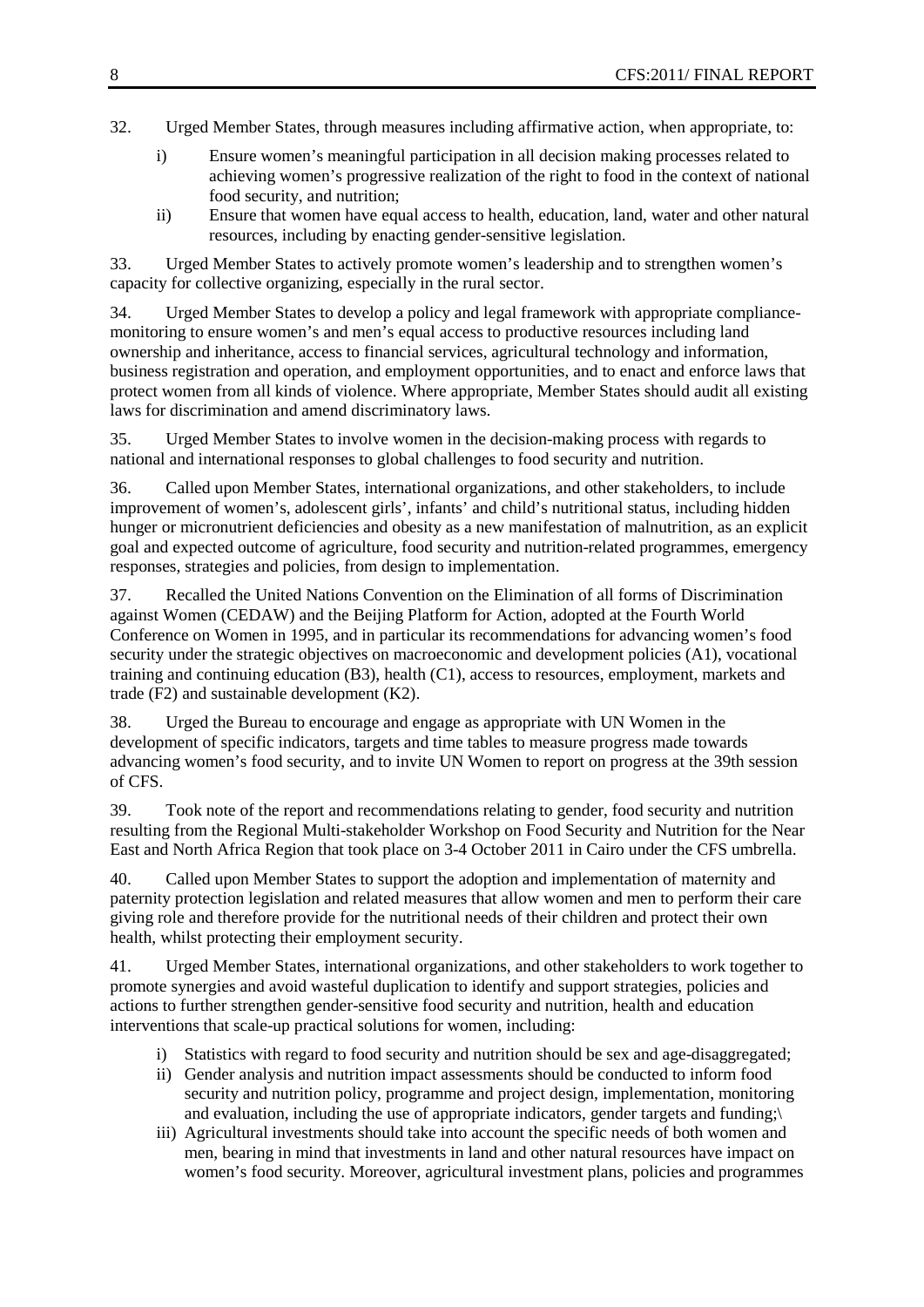32. Urged Member States, through measures including affirmative action, when appropriate, to:

   i) Ensure women's meaningful participation in all decision making processes related to achieving women's progressive realization of the right to food in the context of national food security, and nutrition;
   ii) Ensure that women have equal access to health, education, land, water and other natural resources, including by enacting gender-sensitive legislation.

33. Urged Member States to actively promote women's leadership and to strengthen women's capacity for collective organizing, especially in the rural sector.

34. Urged Member States to develop a policy and legal framework with appropriate compliance-monitoring to ensure women's and men's equal access to productive resources including land ownership and inheritance, access to financial services, agricultural technology and information, business registration and operation, and employment opportunities, and to enact and enforce laws that protect women from all kinds of violence. Where appropriate, Member States should audit all existing laws for discrimination and amend discriminatory laws.

35. Urged Member States to involve women in the decision-making process with regards to national and international responses to global challenges to food security and nutrition.

36. Called upon Member States, international organizations, and other stakeholders, to include improvement of women's, adolescent girls', infants' and child's nutritional status, including hidden hunger or micronutrient deficiencies and obesity as a new manifestation of malnutrition, as an explicit goal and expected outcome of agriculture, food security and nutrition-related programmes, emergency responses, strategies and policies, from design to implementation.

37. Recalled the United Nations Convention on the Elimination of all forms of Discrimination against Women (CEDAW) and the Beijing Platform for Action, adopted at the Fourth World Conference on Women in 1995, and in particular its recommendations for advancing women's food security under the strategic objectives on macroeconomic and development policies (A1), vocational training and continuing education (B3), health (C1), access to resources, employment, markets and trade (F2) and sustainable development (K2).

38. Urged the Bureau to encourage and engage as appropriate with UN Women in the development of specific indicators, targets and time tables to measure progress made towards advancing women's food security, and to invite UN Women to report on progress at the 39th session of CFS.

39. Took note of the report and recommendations relating to gender, food security and nutrition resulting from the Regional Multi-stakeholder Workshop on Food Security and Nutrition for the Near East and North Africa Region that took place on 3-4 October 2011 in Cairo under the CFS umbrella.

40. Called upon Member States to support the adoption and implementation of maternity and paternity protection legislation and related measures that allow women and men to perform their care giving role and therefore provide for the nutritional needs of their children and protect their own health, whilst protecting their employment security.

41. Urged Member States, international organizations, and other stakeholders to work together to promote synergies and avoid wasteful duplication to identify and support strategies, policies and actions to further strengthen gender-sensitive food security and nutrition, health and education interventions that scale-up practical solutions for women, including:

   i) Statistics with regard to food security and nutrition should be sex and age-disaggregated;
   ii) Gender analysis and nutrition impact assessments should be conducted to inform food security and nutrition policy, programme and project design, implementation, monitoring and evaluation, including the use of appropriate indicators, gender targets and funding;\
   iii) Agricultural investments should take into account the specific needs of both women and men, bearing in mind that investments in land and other natural resources have impact on women's food security. Moreover, agricultural investment plans, policies and programmes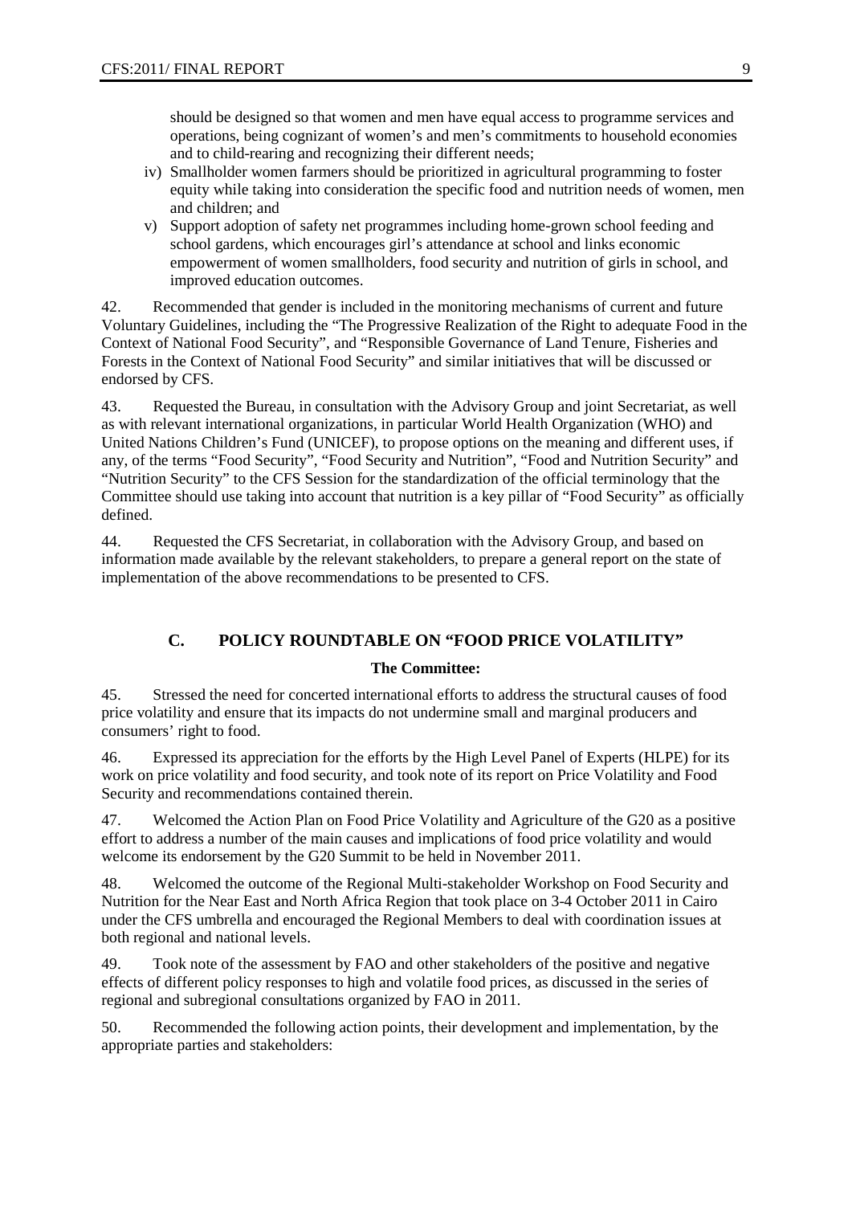should be designed so that women and men have equal access to programme services and operations, being cognizant of women's and men's commitments to household economies and to child-rearing and recognizing their different needs;

iv) Smallholder women farmers should be prioritized in agricultural programming to foster equity while taking into consideration the specific food and nutrition needs of women, men and children; and

v) Support adoption of safety net programmes including home-grown school feeding and school gardens, which encourages girl's attendance at school and links economic empowerment of women smallholders, food security and nutrition of girls in school, and improved education outcomes.

42. Recommended that gender is included in the monitoring mechanisms of current and future Voluntary Guidelines, including the "The Progressive Realization of the Right to adequate Food in the Context of National Food Security", and "Responsible Governance of Land Tenure, Fisheries and Forests in the Context of National Food Security" and similar initiatives that will be discussed or endorsed by CFS.

43. Requested the Bureau, in consultation with the Advisory Group and joint Secretariat, as well as with relevant international organizations, in particular World Health Organization (WHO) and United Nations Children's Fund (UNICEF), to propose options on the meaning and different uses, if any, of the terms "Food Security", "Food Security and Nutrition", "Food and Nutrition Security" and "Nutrition Security" to the CFS Session for the standardization of the official terminology that the Committee should use taking into account that nutrition is a key pillar of "Food Security" as officially defined.

44. Requested the CFS Secretariat, in collaboration with the Advisory Group, and based on information made available by the relevant stakeholders, to prepare a general report on the state of implementation of the above recommendations to be presented to CFS.

## C. POLICY ROUNDTABLE ON "FOOD PRICE VOLATILITY"

**The Committee:**

45. Stressed the need for concerted international efforts to address the structural causes of food price volatility and ensure that its impacts do not undermine small and marginal producers and consumers' right to food.

46. Expressed its appreciation for the efforts by the High Level Panel of Experts (HLPE) for its work on price volatility and food security, and took note of its report on Price Volatility and Food Security and recommendations contained therein.

47. Welcomed the Action Plan on Food Price Volatility and Agriculture of the G20 as a positive effort to address a number of the main causes and implications of food price volatility and would welcome its endorsement by the G20 Summit to be held in November 2011.

48. Welcomed the outcome of the Regional Multi-stakeholder Workshop on Food Security and Nutrition for the Near East and North Africa Region that took place on 3-4 October 2011 in Cairo under the CFS umbrella and encouraged the Regional Members to deal with coordination issues at both regional and national levels.

49. Took note of the assessment by FAO and other stakeholders of the positive and negative effects of different policy responses to high and volatile food prices, as discussed in the series of regional and subregional consultations organized by FAO in 2011.

50. Recommended the following action points, their development and implementation, by the appropriate parties and stakeholders: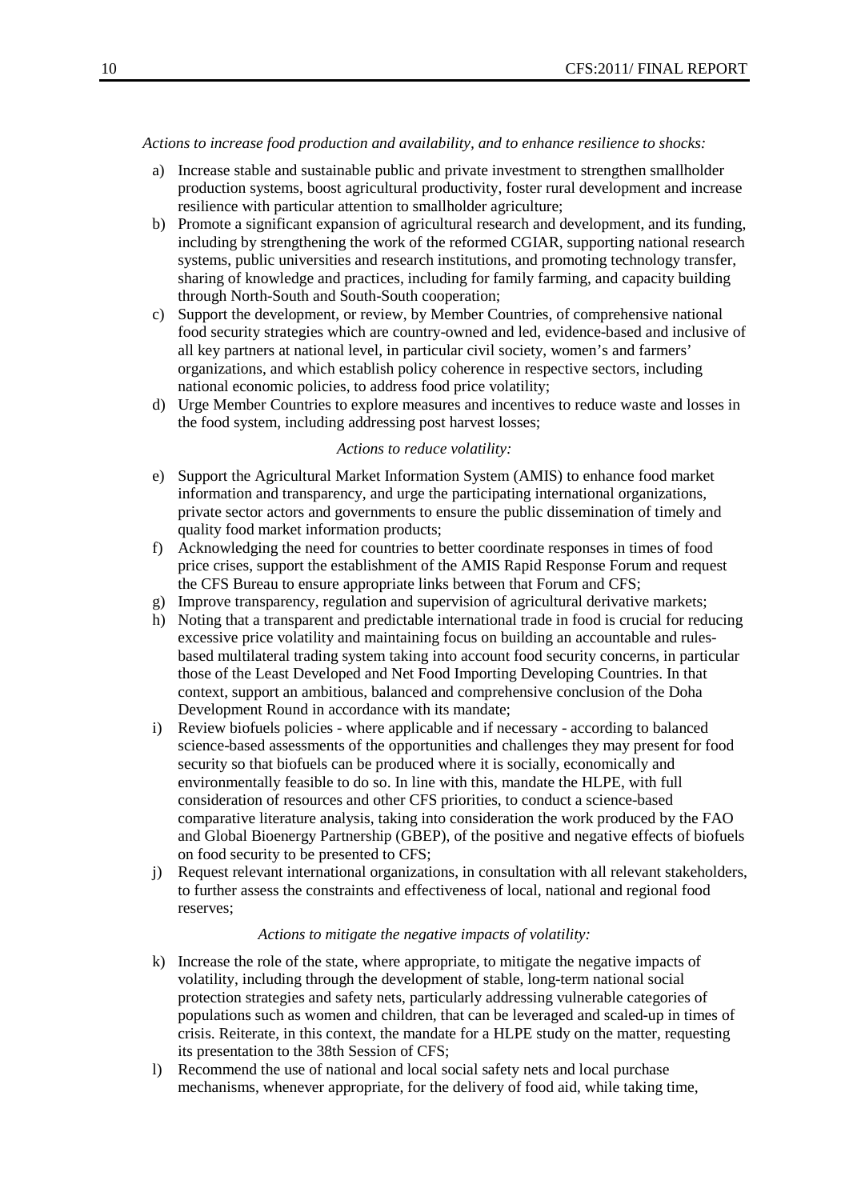*Actions to increase food production and availability, and to enhance resilience to shocks:*

a) Increase stable and sustainable public and private investment to strengthen smallholder production systems, boost agricultural productivity, foster rural development and increase resilience with particular attention to smallholder agriculture;

b) Promote a significant expansion of agricultural research and development, and its funding, including by strengthening the work of the reformed CGIAR, supporting national research systems, public universities and research institutions, and promoting technology transfer, sharing of knowledge and practices, including for family farming, and capacity building through North-South and South-South cooperation;

c) Support the development, or review, by Member Countries, of comprehensive national food security strategies which are country-owned and led, evidence-based and inclusive of all key partners at national level, in particular civil society, women's and farmers' organizations, and which establish policy coherence in respective sectors, including national economic policies, to address food price volatility;

d) Urge Member Countries to explore measures and incentives to reduce waste and losses in the food system, including addressing post harvest losses;

*Actions to reduce volatility:*

e) Support the Agricultural Market Information System (AMIS) to enhance food market information and transparency, and urge the participating international organizations, private sector actors and governments to ensure the public dissemination of timely and quality food market information products;

f) Acknowledging the need for countries to better coordinate responses in times of food price crises, support the establishment of the AMIS Rapid Response Forum and request the CFS Bureau to ensure appropriate links between that Forum and CFS;

g) Improve transparency, regulation and supervision of agricultural derivative markets;

h) Noting that a transparent and predictable international trade in food is crucial for reducing excessive price volatility and maintaining focus on building an accountable and rules-based multilateral trading system taking into account food security concerns, in particular those of the Least Developed and Net Food Importing Developing Countries. In that context, support an ambitious, balanced and comprehensive conclusion of the Doha Development Round in accordance with its mandate;

i) Review biofuels policies - where applicable and if necessary - according to balanced science-based assessments of the opportunities and challenges they may present for food security so that biofuels can be produced where it is socially, economically and environmentally feasible to do so. In line with this, mandate the HLPE, with full consideration of resources and other CFS priorities, to conduct a science-based comparative literature analysis, taking into consideration the work produced by the FAO and Global Bioenergy Partnership (GBEP), of the positive and negative effects of biofuels on food security to be presented to CFS;

j) Request relevant international organizations, in consultation with all relevant stakeholders, to further assess the constraints and effectiveness of local, national and regional food reserves;

*Actions to mitigate the negative impacts of volatility:*

k) Increase the role of the state, where appropriate, to mitigate the negative impacts of volatility, including through the development of stable, long-term national social protection strategies and safety nets, particularly addressing vulnerable categories of populations such as women and children, that can be leveraged and scaled-up in times of crisis. Reiterate, in this context, the mandate for a HLPE study on the matter, requesting its presentation to the 38th Session of CFS;

l) Recommend the use of national and local social safety nets and local purchase mechanisms, whenever appropriate, for the delivery of food aid, while taking time,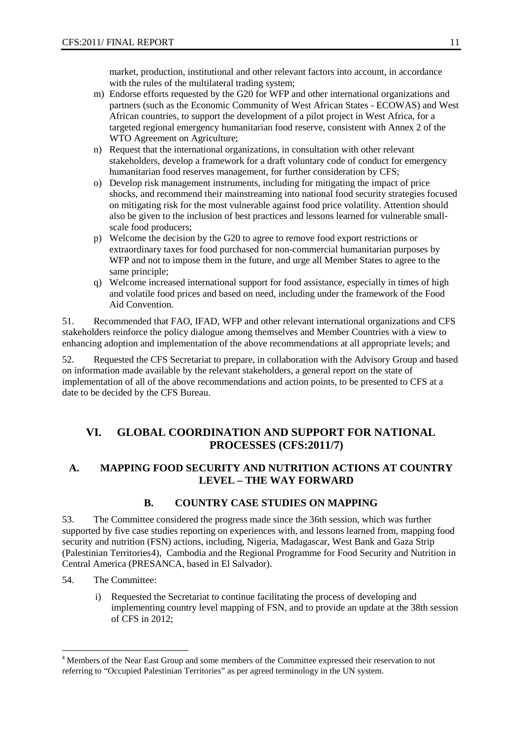market, production, institutional and other relevant factors into account, in accordance with the rules of the multilateral trading system;

m) Endorse efforts requested by the G20 for WFP and other international organizations and partners (such as the Economic Community of West African States - ECOWAS) and West African countries, to support the development of a pilot project in West Africa, for a targeted regional emergency humanitarian food reserve, consistent with Annex 2 of the WTO Agreement on Agriculture;

n) Request that the international organizations, in consultation with other relevant stakeholders, develop a framework for a draft voluntary code of conduct for emergency humanitarian food reserves management, for further consideration by CFS;

o) Develop risk management instruments, including for mitigating the impact of price shocks, and recommend their mainstreaming into national food security strategies focused on mitigating risk for the most vulnerable against food price volatility. Attention should also be given to the inclusion of best practices and lessons learned for vulnerable small-scale food producers;

p) Welcome the decision by the G20 to agree to remove food export restrictions or extraordinary taxes for food purchased for non-commercial humanitarian purposes by WFP and not to impose them in the future, and urge all Member States to agree to the same principle;

q) Welcome increased international support for food assistance, especially in times of high and volatile food prices and based on need, including under the framework of the Food Aid Convention.

51. Recommended that FAO, IFAD, WFP and other relevant international organizations and CFS stakeholders reinforce the policy dialogue among themselves and Member Countries with a view to enhancing adoption and implementation of the above recommendations at all appropriate levels; and

52. Requested the CFS Secretariat to prepare, in collaboration with the Advisory Group and based on information made available by the relevant stakeholders, a general report on the state of implementation of all of the above recommendations and action points, to be presented to CFS at a date to be decided by the CFS Bureau.

## VI. GLOBAL COORDINATION AND SUPPORT FOR NATIONAL PROCESSES (CFS:2011/7)

### A. MAPPING FOOD SECURITY AND NUTRITION ACTIONS AT COUNTRY LEVEL – THE WAY FORWARD

### B. COUNTRY CASE STUDIES ON MAPPING

53. The Committee considered the progress made since the 36th session, which was further supported by five case studies reporting on experiences with, and lessons learned from, mapping food security and nutrition (FSN) actions, including, Nigeria, Madagascar, West Bank and Gaza Strip (Palestinian Territories[4]), Cambodia and the Regional Programme for Food Security and Nutrition in Central America (PRESANCA, based in El Salvador).

54. The Committee:

i) Requested the Secretariat to continue facilitating the process of developing and implementing country level mapping of FSN, and to provide an update at the 38th session of CFS in 2012;

[4] Members of the Near East Group and some members of the Committee expressed their reservation to not referring to "Occupied Palestinian Territories" as per agreed terminology in the UN system.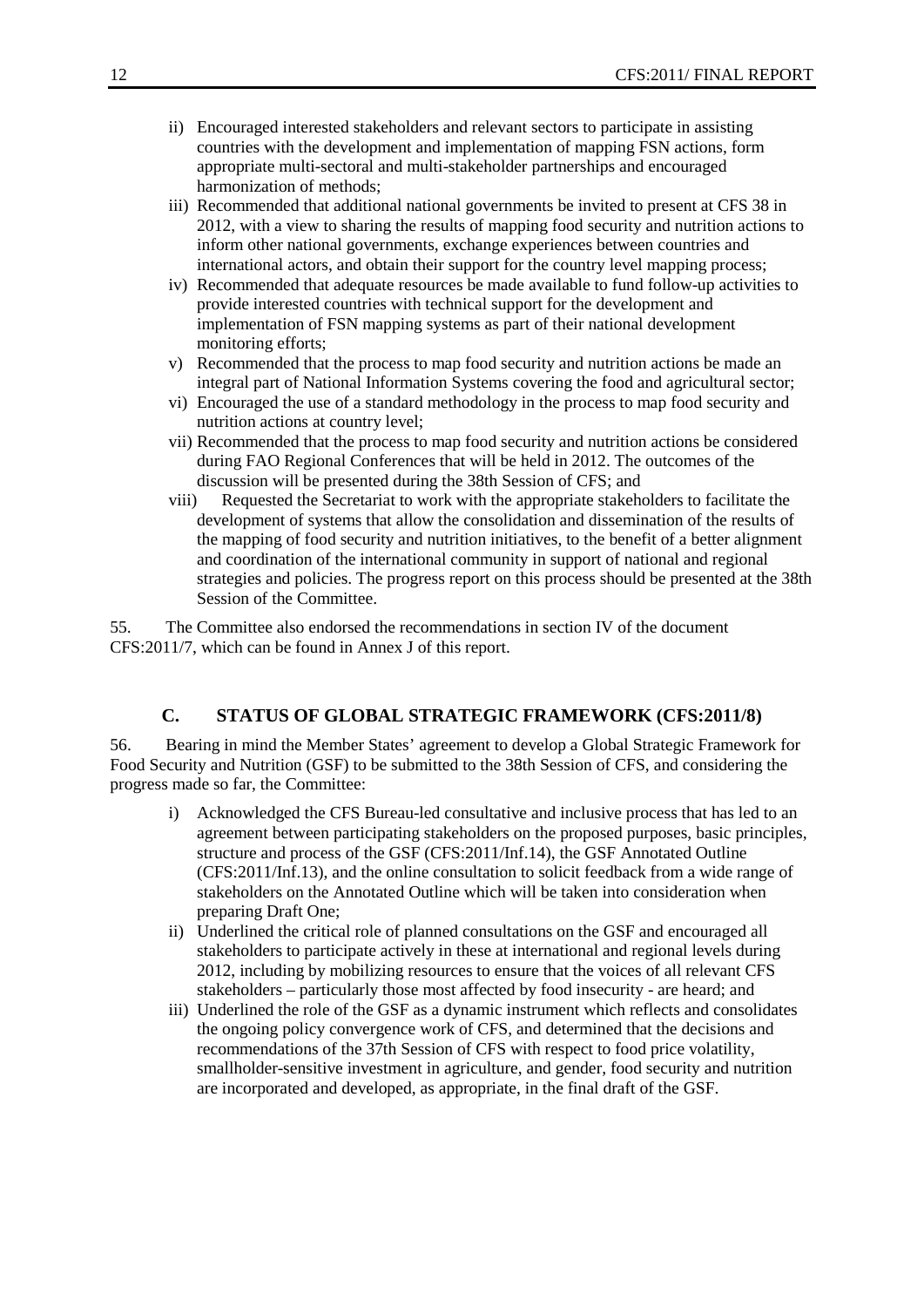ii) Encouraged interested stakeholders and relevant sectors to participate in assisting countries with the development and implementation of mapping FSN actions, form appropriate multi-sectoral and multi-stakeholder partnerships and encouraged harmonization of methods;

iii) Recommended that additional national governments be invited to present at CFS 38 in 2012, with a view to sharing the results of mapping food security and nutrition actions to inform other national governments, exchange experiences between countries and international actors, and obtain their support for the country level mapping process;

iv) Recommended that adequate resources be made available to fund follow-up activities to provide interested countries with technical support for the development and implementation of FSN mapping systems as part of their national development monitoring efforts;

v) Recommended that the process to map food security and nutrition actions be made an integral part of National Information Systems covering the food and agricultural sector;

vi) Encouraged the use of a standard methodology in the process to map food security and nutrition actions at country level;

vii) Recommended that the process to map food security and nutrition actions be considered during FAO Regional Conferences that will be held in 2012. The outcomes of the discussion will be presented during the 38th Session of CFS; and

viii) Requested the Secretariat to work with the appropriate stakeholders to facilitate the development of systems that allow the consolidation and dissemination of the results of the mapping of food security and nutrition initiatives, to the benefit of a better alignment and coordination of the international community in support of national and regional strategies and policies. The progress report on this process should be presented at the 38th Session of the Committee.

55. The Committee also endorsed the recommendations in section IV of the document CFS:2011/7, which can be found in Annex J of this report.

## C. STATUS OF GLOBAL STRATEGIC FRAMEWORK (CFS:2011/8)

56. Bearing in mind the Member States' agreement to develop a Global Strategic Framework for Food Security and Nutrition (GSF) to be submitted to the 38th Session of CFS, and considering the progress made so far, the Committee:

i) Acknowledged the CFS Bureau-led consultative and inclusive process that has led to an agreement between participating stakeholders on the proposed purposes, basic principles, structure and process of the GSF (CFS:2011/Inf.14), the GSF Annotated Outline (CFS:2011/Inf.13), and the online consultation to solicit feedback from a wide range of stakeholders on the Annotated Outline which will be taken into consideration when preparing Draft One;

ii) Underlined the critical role of planned consultations on the GSF and encouraged all stakeholders to participate actively in these at international and regional levels during 2012, including by mobilizing resources to ensure that the voices of all relevant CFS stakeholders – particularly those most affected by food insecurity - are heard; and

iii) Underlined the role of the GSF as a dynamic instrument which reflects and consolidates the ongoing policy convergence work of CFS, and determined that the decisions and recommendations of the 37th Session of CFS with respect to food price volatility, smallholder-sensitive investment in agriculture, and gender, food security and nutrition are incorporated and developed, as appropriate, in the final draft of the GSF.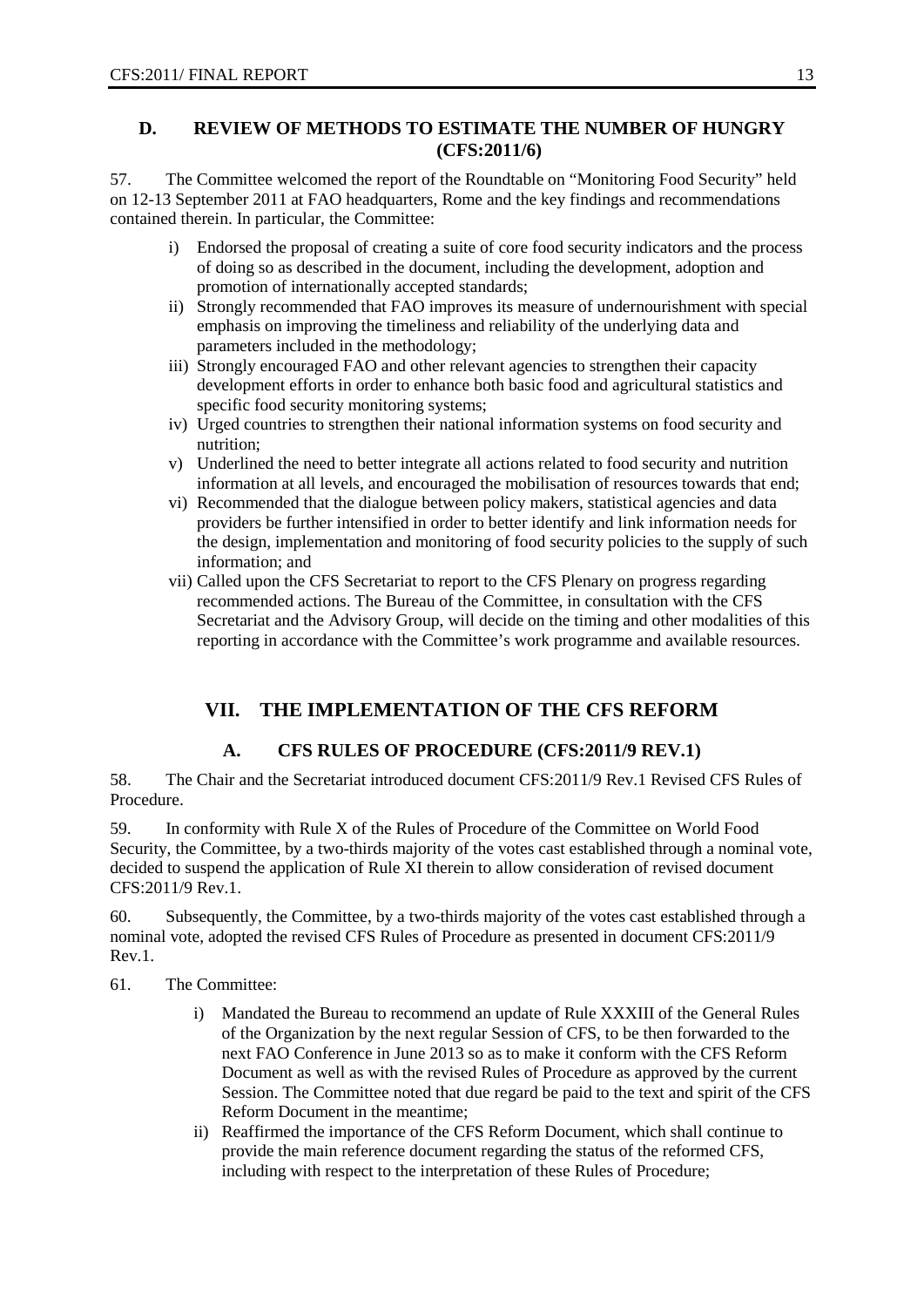### D. REVIEW OF METHODS TO ESTIMATE THE NUMBER OF HUNGRY (CFS:2011/6)

57. The Committee welcomed the report of the Roundtable on "Monitoring Food Security" held on 12-13 September 2011 at FAO headquarters, Rome and the key findings and recommendations contained therein. In particular, the Committee:

i) Endorsed the proposal of creating a suite of core food security indicators and the process of doing so as described in the document, including the development, adoption and promotion of internationally accepted standards;
ii) Strongly recommended that FAO improves its measure of undernourishment with special emphasis on improving the timeliness and reliability of the underlying data and parameters included in the methodology;
iii) Strongly encouraged FAO and other relevant agencies to strengthen their capacity development efforts in order to enhance both basic food and agricultural statistics and specific food security monitoring systems;
iv) Urged countries to strengthen their national information systems on food security and nutrition;
v) Underlined the need to better integrate all actions related to food security and nutrition information at all levels, and encouraged the mobilisation of resources towards that end;
vi) Recommended that the dialogue between policy makers, statistical agencies and data providers be further intensified in order to better identify and link information needs for the design, implementation and monitoring of food security policies to the supply of such information; and
vii) Called upon the CFS Secretariat to report to the CFS Plenary on progress regarding recommended actions. The Bureau of the Committee, in consultation with the CFS Secretariat and the Advisory Group, will decide on the timing and other modalities of this reporting in accordance with the Committee's work programme and available resources.

## VII. THE IMPLEMENTATION OF THE CFS REFORM

### A. CFS RULES OF PROCEDURE (CFS:2011/9 REV.1)

58. The Chair and the Secretariat introduced document CFS:2011/9 Rev.1 Revised CFS Rules of Procedure.

59. In conformity with Rule X of the Rules of Procedure of the Committee on World Food Security, the Committee, by a two-thirds majority of the votes cast established through a nominal vote, decided to suspend the application of Rule XI therein to allow consideration of revised document CFS:2011/9 Rev.1.

60. Subsequently, the Committee, by a two-thirds majority of the votes cast established through a nominal vote, adopted the revised CFS Rules of Procedure as presented in document CFS:2011/9 Rev.1.

61. The Committee:

i) Mandated the Bureau to recommend an update of Rule XXXIII of the General Rules of the Organization by the next regular Session of CFS, to be then forwarded to the next FAO Conference in June 2013 so as to make it conform with the CFS Reform Document as well as with the revised Rules of Procedure as approved by the current Session. The Committee noted that due regard be paid to the text and spirit of the CFS Reform Document in the meantime;
ii) Reaffirmed the importance of the CFS Reform Document, which shall continue to provide the main reference document regarding the status of the reformed CFS, including with respect to the interpretation of these Rules of Procedure;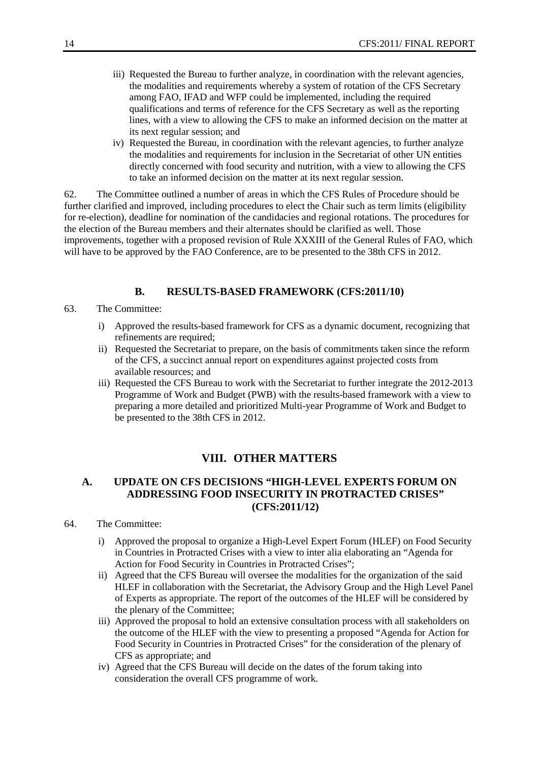iii) Requested the Bureau to further analyze, in coordination with the relevant agencies, the modalities and requirements whereby a system of rotation of the CFS Secretary among FAO, IFAD and WFP could be implemented, including the required qualifications and terms of reference for the CFS Secretary as well as the reporting lines, with a view to allowing the CFS to make an informed decision on the matter at its next regular session; and

iv) Requested the Bureau, in coordination with the relevant agencies, to further analyze the modalities and requirements for inclusion in the Secretariat of other UN entities directly concerned with food security and nutrition, with a view to allowing the CFS to take an informed decision on the matter at its next regular session.

62. The Committee outlined a number of areas in which the CFS Rules of Procedure should be further clarified and improved, including procedures to elect the Chair such as term limits (eligibility for re-election), deadline for nomination of the candidacies and regional rotations. The procedures for the election of the Bureau members and their alternates should be clarified as well. Those improvements, together with a proposed revision of Rule XXXIII of the General Rules of FAO, which will have to be approved by the FAO Conference, are to be presented to the 38th CFS in 2012.

### B. RESULTS-BASED FRAMEWORK (CFS:2011/10)

63. The Committee:

i) Approved the results-based framework for CFS as a dynamic document, recognizing that refinements are required;

ii) Requested the Secretariat to prepare, on the basis of commitments taken since the reform of the CFS, a succinct annual report on expenditures against projected costs from available resources; and

iii) Requested the CFS Bureau to work with the Secretariat to further integrate the 2012-2013 Programme of Work and Budget (PWB) with the results-based framework with a view to preparing a more detailed and prioritized Multi-year Programme of Work and Budget to be presented to the 38th CFS in 2012.

## VIII. OTHER MATTERS

### A. UPDATE ON CFS DECISIONS "HIGH-LEVEL EXPERTS FORUM ON ADDRESSING FOOD INSECURITY IN PROTRACTED CRISES" (CFS:2011/12)

64. The Committee:

i) Approved the proposal to organize a High-Level Expert Forum (HLEF) on Food Security in Countries in Protracted Crises with a view to inter alia elaborating an "Agenda for Action for Food Security in Countries in Protracted Crises";

ii) Agreed that the CFS Bureau will oversee the modalities for the organization of the said HLEF in collaboration with the Secretariat, the Advisory Group and the High Level Panel of Experts as appropriate. The report of the outcomes of the HLEF will be considered by the plenary of the Committee;

iii) Approved the proposal to hold an extensive consultation process with all stakeholders on the outcome of the HLEF with the view to presenting a proposed "Agenda for Action for Food Security in Countries in Protracted Crises" for the consideration of the plenary of CFS as appropriate; and

iv) Agreed that the CFS Bureau will decide on the dates of the forum taking into consideration the overall CFS programme of work.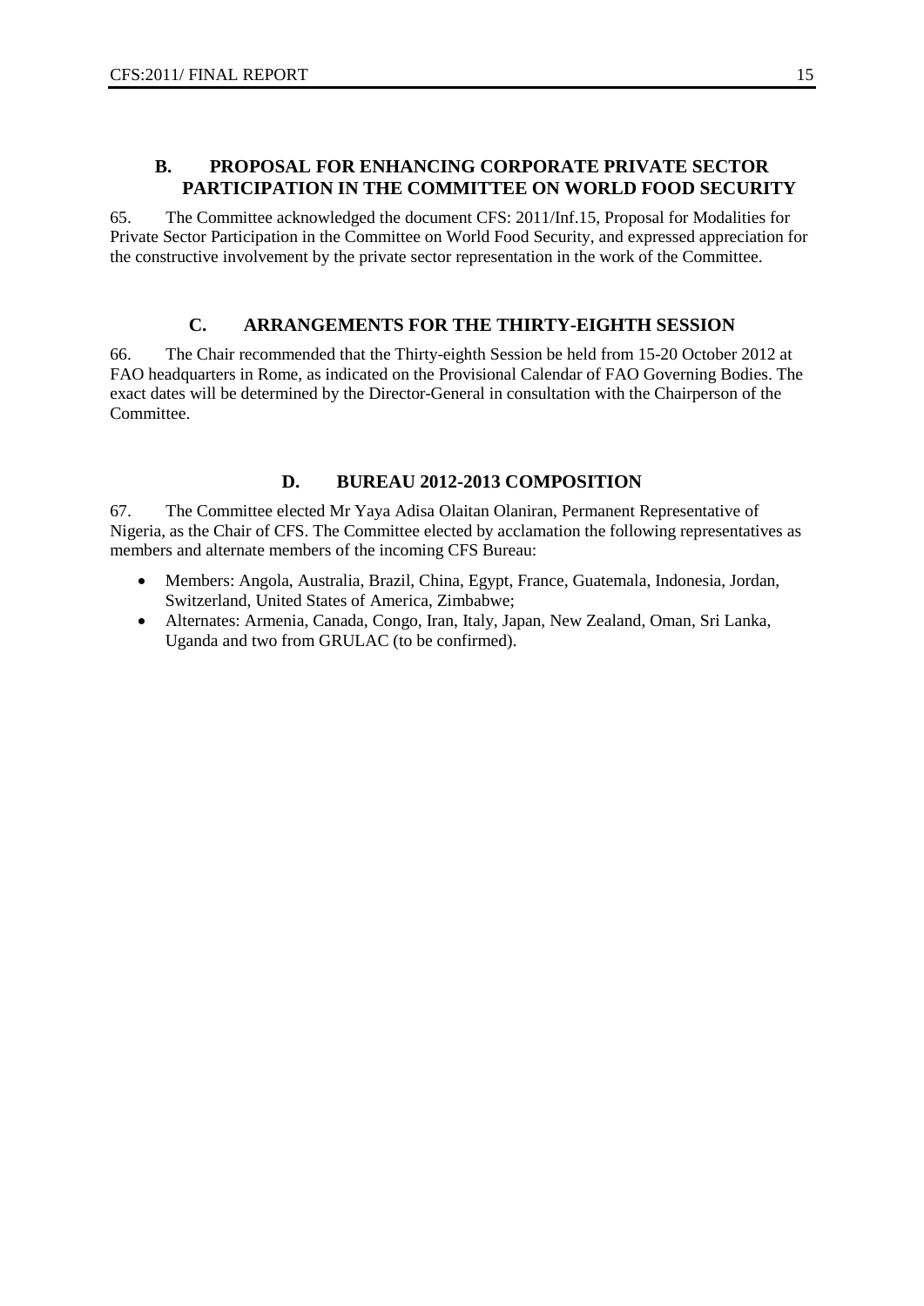## B. PROPOSAL FOR ENHANCING CORPORATE PRIVATE SECTOR PARTICIPATION IN THE COMMITTEE ON WORLD FOOD SECURITY

65. The Committee acknowledged the document CFS: 2011/Inf.15, Proposal for Modalities for Private Sector Participation in the Committee on World Food Security, and expressed appreciation for the constructive involvement by the private sector representation in the work of the Committee.

## C. ARRANGEMENTS FOR THE THIRTY-EIGHTH SESSION

66. The Chair recommended that the Thirty-eighth Session be held from 15-20 October 2012 at FAO headquarters in Rome, as indicated on the Provisional Calendar of FAO Governing Bodies. The exact dates will be determined by the Director-General in consultation with the Chairperson of the Committee.

## D. BUREAU 2012-2013 COMPOSITION

67. The Committee elected Mr Yaya Adisa Olaitan Olaniran, Permanent Representative of Nigeria, as the Chair of CFS. The Committee elected by acclamation the following representatives as members and alternate members of the incoming CFS Bureau:

- Members: Angola, Australia, Brazil, China, Egypt, France, Guatemala, Indonesia, Jordan, Switzerland, United States of America, Zimbabwe;
- Alternates: Armenia, Canada, Congo, Iran, Italy, Japan, New Zealand, Oman, Sri Lanka, Uganda and two from GRULAC (to be confirmed).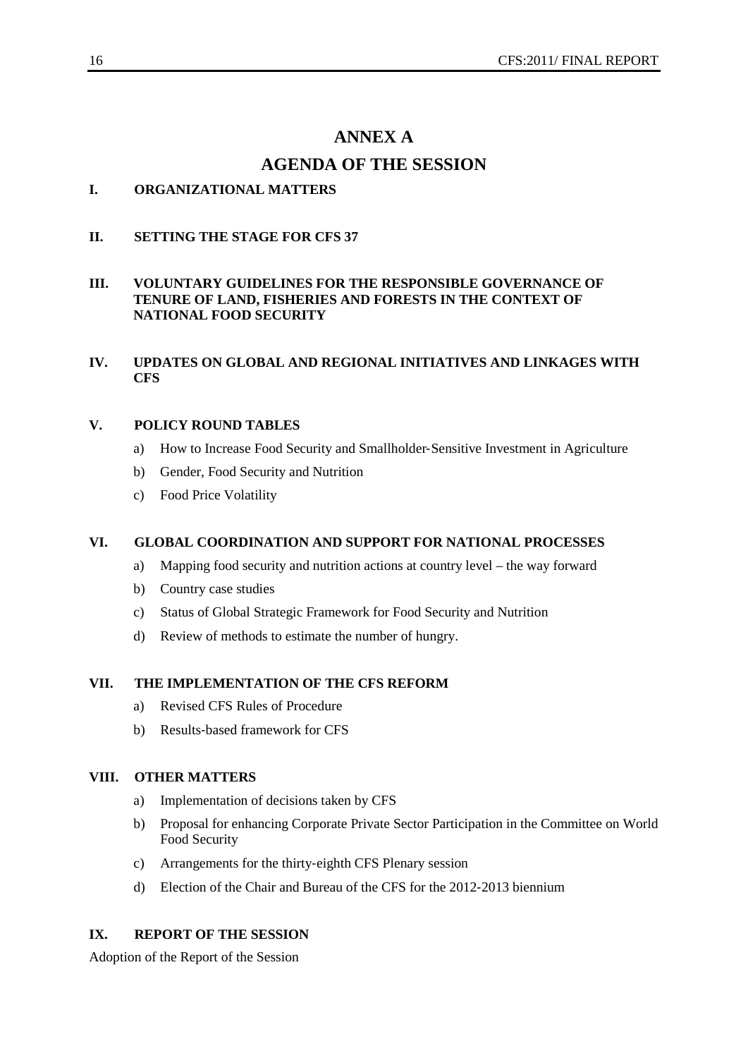# ANNEX A

# AGENDA OF THE SESSION

## I. ORGANIZATIONAL MATTERS

## II. SETTING THE STAGE FOR CFS 37

## III. VOLUNTARY GUIDELINES FOR THE RESPONSIBLE GOVERNANCE OF TENURE OF LAND, FISHERIES AND FORESTS IN THE CONTEXT OF NATIONAL FOOD SECURITY

## IV. UPDATES ON GLOBAL AND REGIONAL INITIATIVES AND LINKAGES WITH CFS

## V. POLICY ROUND TABLES

a) How to Increase Food Security and Smallholder-Sensitive Investment in Agriculture

b) Gender, Food Security and Nutrition

c) Food Price Volatility

## VI. GLOBAL COORDINATION AND SUPPORT FOR NATIONAL PROCESSES

a) Mapping food security and nutrition actions at country level – the way forward

b) Country case studies

c) Status of Global Strategic Framework for Food Security and Nutrition

d) Review of methods to estimate the number of hungry.

## VII. THE IMPLEMENTATION OF THE CFS REFORM

a) Revised CFS Rules of Procedure

b) Results-based framework for CFS

## VIII. OTHER MATTERS

a) Implementation of decisions taken by CFS

b) Proposal for enhancing Corporate Private Sector Participation in the Committee on World Food Security

c) Arrangements for the thirty-eighth CFS Plenary session

d) Election of the Chair and Bureau of the CFS for the 2012-2013 biennium

## IX. REPORT OF THE SESSION

Adoption of the Report of the Session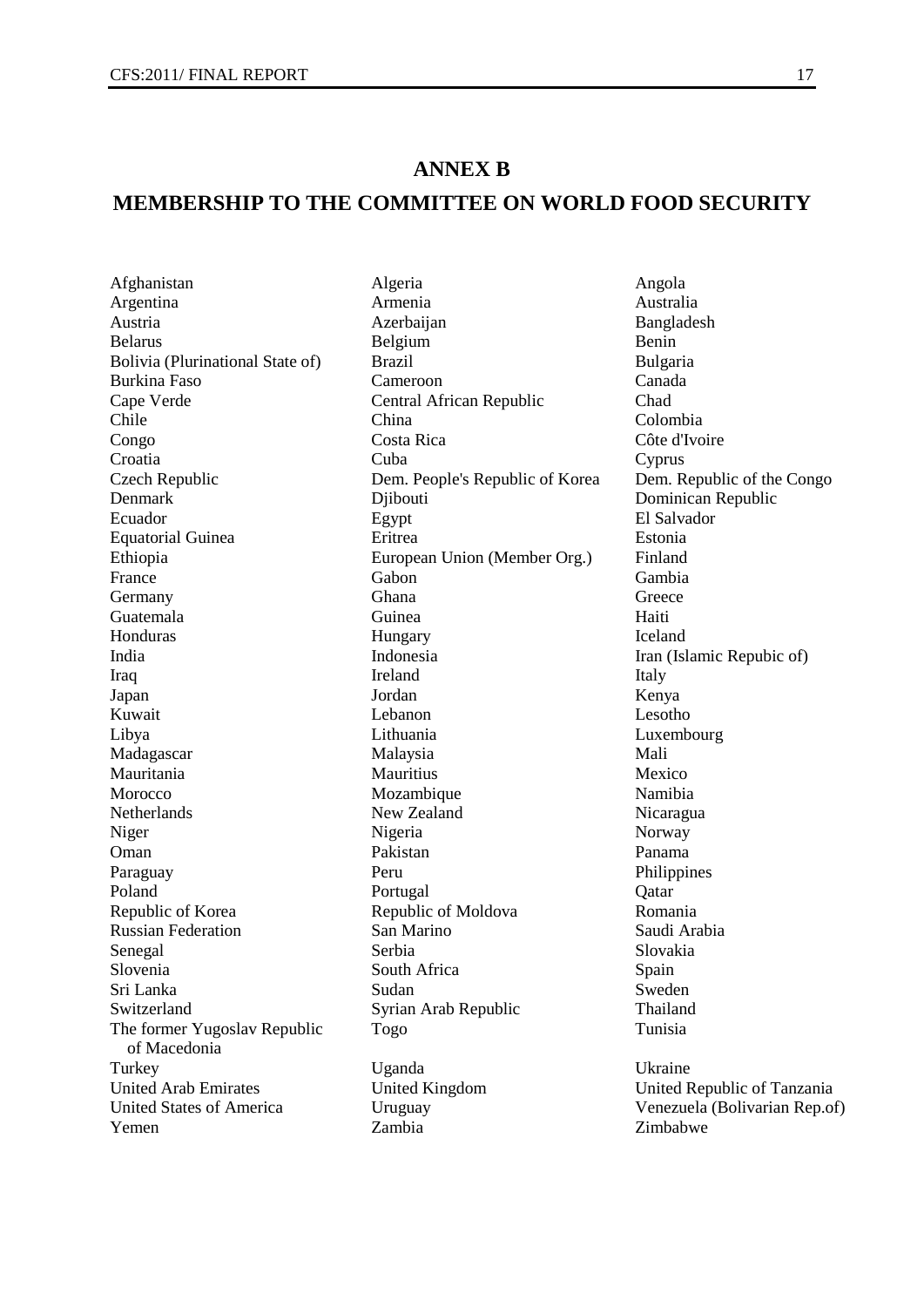# ANNEX B

# MEMBERSHIP TO THE COMMITTEE ON WORLD FOOD SECURITY

Afghanistan
Algeria
Angola
Argentina
Armenia
Australia
Austria
Azerbaijan
Bangladesh
Belarus
Belgium
Benin
Bolivia (Plurinational State of)
Brazil
Bulgaria
Burkina Faso
Cameroon
Canada
Cape Verde
Central African Republic
Chad
Chile
China
Colombia
Congo
Costa Rica
Côte d'Ivoire
Croatia
Cuba
Cyprus
Czech Republic
Dem. People's Republic of Korea
Dem. Republic of the Congo
Denmark
Djibouti
Dominican Republic
Ecuador
Egypt
El Salvador
Equatorial Guinea
Eritrea
Estonia
Ethiopia
European Union (Member Org.)
Finland
France
Gabon
Gambia
Germany
Ghana
Greece
Guatemala
Guinea
Haiti
Honduras
Hungary
Iceland
India
Indonesia
Iran (Islamic Repubic of)
Iraq
Ireland
Italy
Japan
Jordan
Kenya
Kuwait
Lebanon
Lesotho
Libya
Lithuania
Luxembourg
Madagascar
Malaysia
Mali
Mauritania
Mauritius
Mexico
Morocco
Mozambique
Namibia
Netherlands
New Zealand
Nicaragua
Niger
Nigeria
Norway
Oman
Pakistan
Panama
Paraguay
Peru
Philippines
Poland
Portugal
Qatar
Republic of Korea
Republic of Moldova
Romania
Russian Federation
San Marino
Saudi Arabia
Senegal
Serbia
Slovakia
Slovenia
South Africa
Spain
Sri Lanka
Sudan
Sweden
Switzerland
Syrian Arab Republic
Thailand
The former Yugoslav Republic of Macedonia
Togo
Tunisia
Turkey
Uganda
Ukraine
United Arab Emirates
United Kingdom
United Republic of Tanzania
United States of America
Uruguay
Venezuela (Bolivarian Rep.of)
Yemen
Zambia
Zimbabwe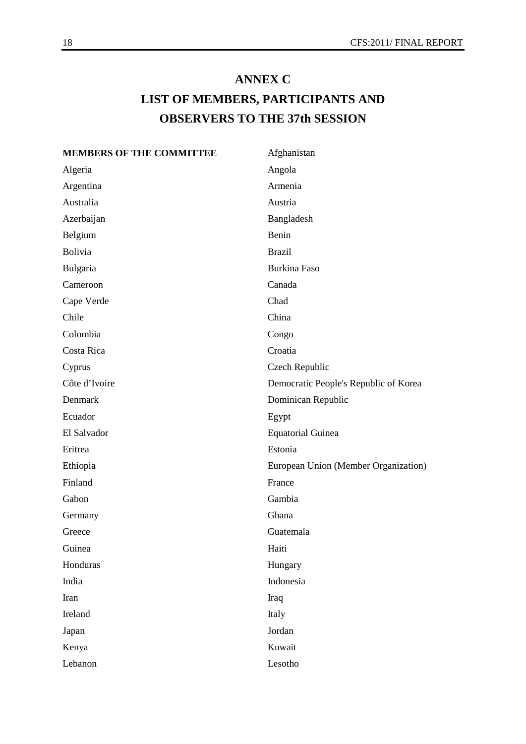# ANNEX C

# LIST OF MEMBERS, PARTICIPANTS AND OBSERVERS TO THE 37th SESSION

**MEMBERS OF THE COMMITTEE**

Afghanistan
Algeria
Angola
Argentina
Armenia
Australia
Austria
Azerbaijan
Bangladesh
Belgium
Benin
Bolivia
Brazil
Bulgaria
Burkina Faso
Cameroon
Canada
Cape Verde
Chad
Chile
China
Colombia
Congo
Costa Rica
Croatia
Cyprus
Czech Republic
Côte d'Ivoire
Democratic People's Republic of Korea
Denmark
Dominican Republic
Ecuador
Egypt
El Salvador
Equatorial Guinea
Eritrea
Estonia
Ethiopia
European Union (Member Organization)
Finland
France
Gabon
Gambia
Germany
Ghana
Greece
Guatemala
Guinea
Haiti
Honduras
Hungary
India
Indonesia
Iran
Iraq
Ireland
Italy
Japan
Jordan
Kenya
Kuwait
Lebanon
Lesotho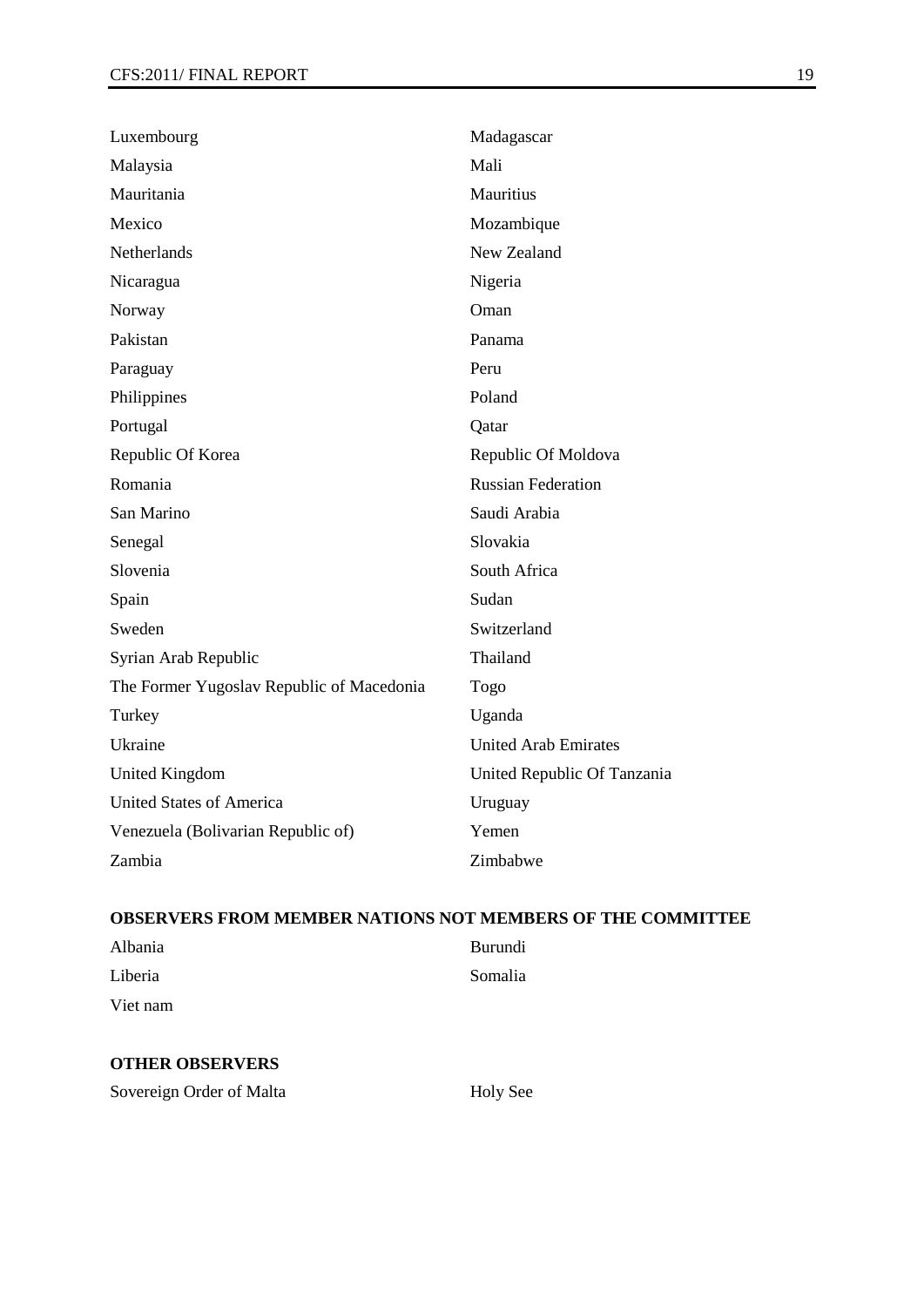Luxembourg

Madagascar

Malaysia

Mali

Mauritania

Mauritius

Mexico

Mozambique

Netherlands

New Zealand

Nicaragua

Nigeria

Norway

Oman

Pakistan

Panama

Paraguay

Peru

Philippines

Poland

Portugal

Qatar

Republic Of Korea

Republic Of Moldova

Romania

Russian Federation

San Marino

Saudi Arabia

Senegal

Slovakia

Slovenia

South Africa

Spain

Sudan

Sweden

Switzerland

Syrian Arab Republic

Thailand

The Former Yugoslav Republic of Macedonia

Togo

Turkey

Uganda

Ukraine

United Arab Emirates

United Kingdom

United Republic Of Tanzania

United States of America

Uruguay

Venezuela (Bolivarian Republic of)

Yemen

Zambia

Zimbabwe

**OBSERVERS FROM MEMBER NATIONS NOT MEMBERS OF THE COMMITTEE**

Albania

Burundi

Liberia

Somalia

Viet nam

**OTHER OBSERVERS**

Sovereign Order of Malta

Holy See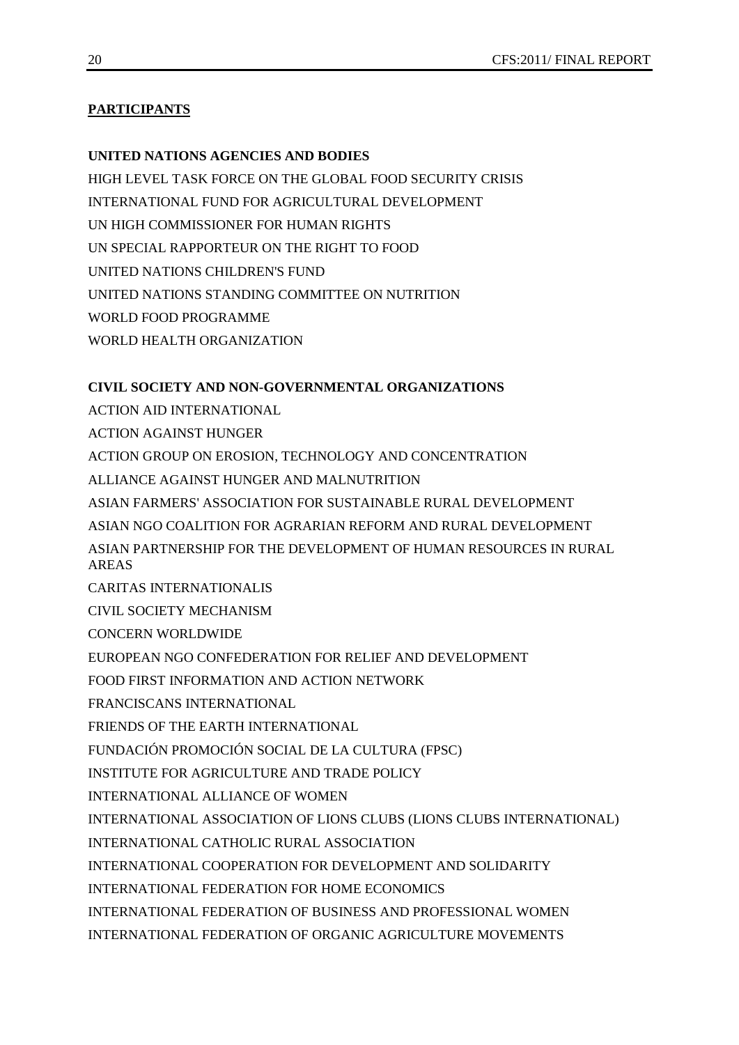**PARTICIPANTS**

**UNITED NATIONS AGENCIES AND BODIES**

HIGH LEVEL TASK FORCE ON THE GLOBAL FOOD SECURITY CRISIS

INTERNATIONAL FUND FOR AGRICULTURAL DEVELOPMENT

UN HIGH COMMISSIONER FOR HUMAN RIGHTS

UN SPECIAL RAPPORTEUR ON THE RIGHT TO FOOD

UNITED NATIONS CHILDREN'S FUND

UNITED NATIONS STANDING COMMITTEE ON NUTRITION

WORLD FOOD PROGRAMME

WORLD HEALTH ORGANIZATION

**CIVIL SOCIETY AND NON-GOVERNMENTAL ORGANIZATIONS**

ACTION AID INTERNATIONAL

ACTION AGAINST HUNGER

ACTION GROUP ON EROSION, TECHNOLOGY AND CONCENTRATION

ALLIANCE AGAINST HUNGER AND MALNUTRITION

ASIAN FARMERS' ASSOCIATION FOR SUSTAINABLE RURAL DEVELOPMENT

ASIAN NGO COALITION FOR AGRARIAN REFORM AND RURAL DEVELOPMENT

ASIAN PARTNERSHIP FOR THE DEVELOPMENT OF HUMAN RESOURCES IN RURAL AREAS

CARITAS INTERNATIONALIS

CIVIL SOCIETY MECHANISM

CONCERN WORLDWIDE

EUROPEAN NGO CONFEDERATION FOR RELIEF AND DEVELOPMENT

FOOD FIRST INFORMATION AND ACTION NETWORK

FRANCISCANS INTERNATIONAL

FRIENDS OF THE EARTH INTERNATIONAL

FUNDACIÓN PROMOCIÓN SOCIAL DE LA CULTURA (FPSC)

INSTITUTE FOR AGRICULTURE AND TRADE POLICY

INTERNATIONAL ALLIANCE OF WOMEN

INTERNATIONAL ASSOCIATION OF LIONS CLUBS (LIONS CLUBS INTERNATIONAL)

INTERNATIONAL CATHOLIC RURAL ASSOCIATION

INTERNATIONAL COOPERATION FOR DEVELOPMENT AND SOLIDARITY

INTERNATIONAL FEDERATION FOR HOME ECONOMICS

INTERNATIONAL FEDERATION OF BUSINESS AND PROFESSIONAL WOMEN

INTERNATIONAL FEDERATION OF ORGANIC AGRICULTURE MOVEMENTS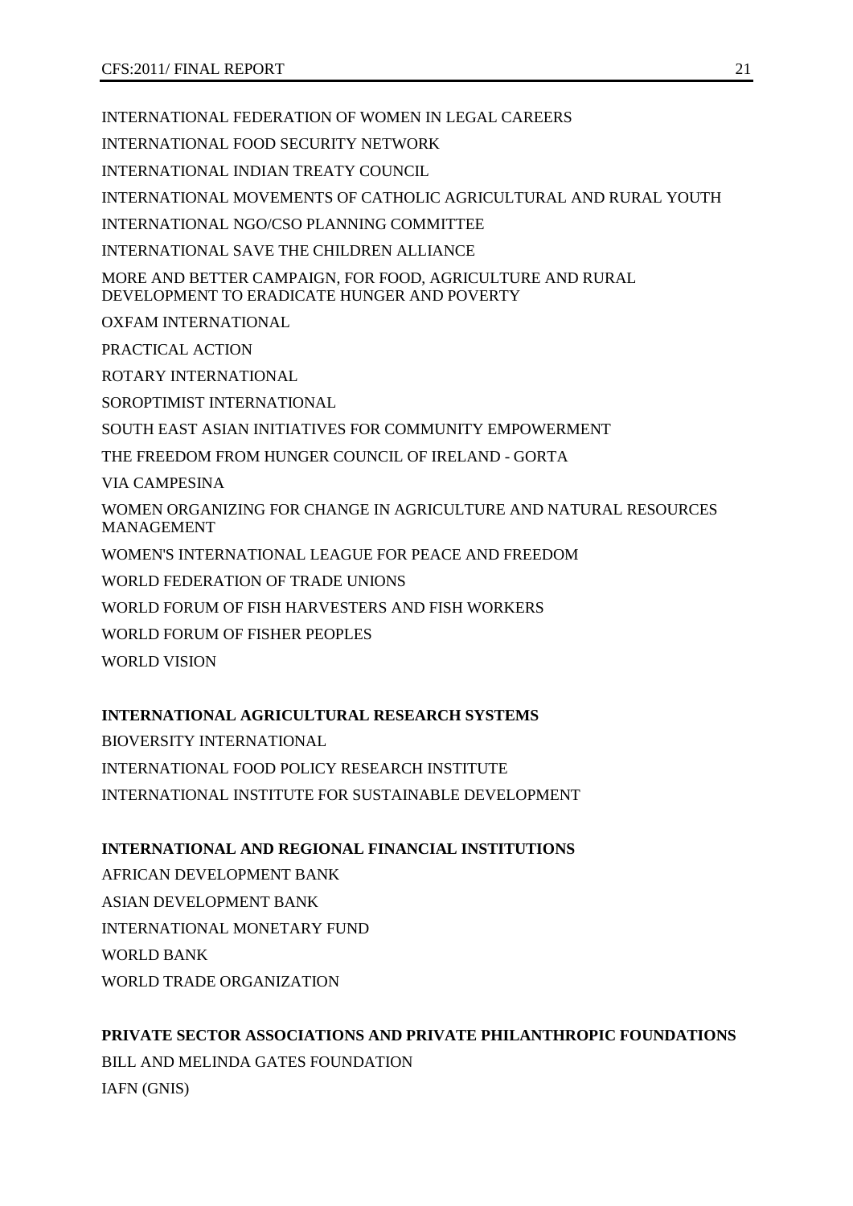INTERNATIONAL FEDERATION OF WOMEN IN LEGAL CAREERS

INTERNATIONAL FOOD SECURITY NETWORK

INTERNATIONAL INDIAN TREATY COUNCIL

INTERNATIONAL MOVEMENTS OF CATHOLIC AGRICULTURAL AND RURAL YOUTH

INTERNATIONAL NGO/CSO PLANNING COMMITTEE

INTERNATIONAL SAVE THE CHILDREN ALLIANCE

MORE AND BETTER CAMPAIGN, FOR FOOD, AGRICULTURE AND RURAL DEVELOPMENT TO ERADICATE HUNGER AND POVERTY

OXFAM INTERNATIONAL

PRACTICAL ACTION

ROTARY INTERNATIONAL

SOROPTIMIST INTERNATIONAL

SOUTH EAST ASIAN INITIATIVES FOR COMMUNITY EMPOWERMENT

THE FREEDOM FROM HUNGER COUNCIL OF IRELAND - GORTA

VIA CAMPESINA

WOMEN ORGANIZING FOR CHANGE IN AGRICULTURE AND NATURAL RESOURCES MANAGEMENT

WOMEN'S INTERNATIONAL LEAGUE FOR PEACE AND FREEDOM

WORLD FEDERATION OF TRADE UNIONS

WORLD FORUM OF FISH HARVESTERS AND FISH WORKERS

WORLD FORUM OF FISHER PEOPLES

WORLD VISION

**INTERNATIONAL AGRICULTURAL RESEARCH SYSTEMS**

BIOVERSITY INTERNATIONAL

INTERNATIONAL FOOD POLICY RESEARCH INSTITUTE

INTERNATIONAL INSTITUTE FOR SUSTAINABLE DEVELOPMENT

**INTERNATIONAL AND REGIONAL FINANCIAL INSTITUTIONS**

AFRICAN DEVELOPMENT BANK

ASIAN DEVELOPMENT BANK

INTERNATIONAL MONETARY FUND

WORLD BANK

WORLD TRADE ORGANIZATION

**PRIVATE SECTOR ASSOCIATIONS AND PRIVATE PHILANTHROPIC FOUNDATIONS**

BILL AND MELINDA GATES FOUNDATION

IAFN (GNIS)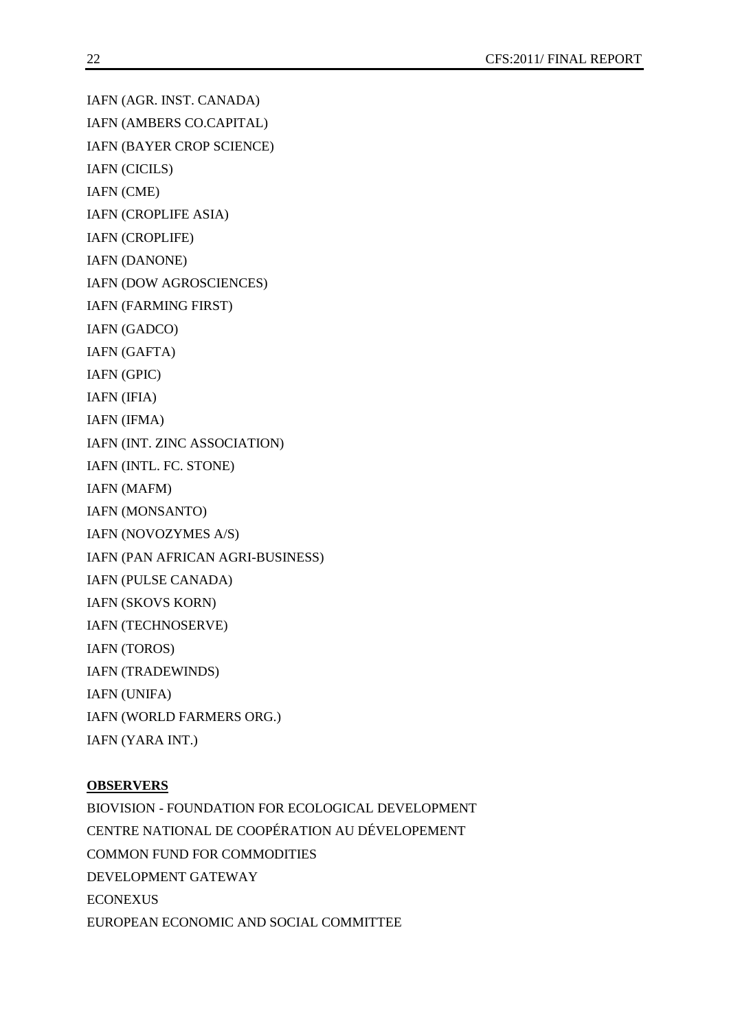IAFN (AGR. INST. CANADA)

IAFN (AMBERS CO.CAPITAL)

IAFN (BAYER CROP SCIENCE)

IAFN (CICILS)

IAFN (CME)

IAFN (CROPLIFE ASIA)

IAFN (CROPLIFE)

IAFN (DANONE)

IAFN (DOW AGROSCIENCES)

IAFN (FARMING FIRST)

IAFN (GADCO)

IAFN (GAFTA)

IAFN (GPIC)

IAFN (IFIA)

IAFN (IFMA)

IAFN (INT. ZINC ASSOCIATION)

IAFN (INTL. FC. STONE)

IAFN (MAFM)

IAFN (MONSANTO)

IAFN (NOVOZYMES A/S)

IAFN (PAN AFRICAN AGRI-BUSINESS)

IAFN (PULSE CANADA)

IAFN (SKOVS KORN)

IAFN (TECHNOSERVE)

IAFN (TOROS)

IAFN (TRADEWINDS)

IAFN (UNIFA)

IAFN (WORLD FARMERS ORG.)

IAFN (YARA INT.)

**OBSERVERS**

BIOVISION - FOUNDATION FOR ECOLOGICAL DEVELOPMENT

CENTRE NATIONAL DE COOPÉRATION AU DÉVELOPEMENT

COMMON FUND FOR COMMODITIES

DEVELOPMENT GATEWAY

ECONEXUS

EUROPEAN ECONOMIC AND SOCIAL COMMITTEE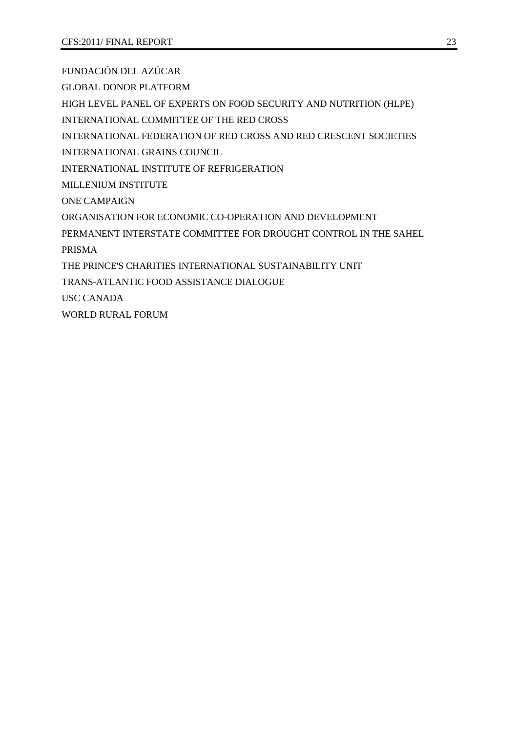FUNDACIÓN DEL AZÚCAR

GLOBAL DONOR PLATFORM

HIGH LEVEL PANEL OF EXPERTS ON FOOD SECURITY AND NUTRITION (HLPE)

INTERNATIONAL COMMITTEE OF THE RED CROSS

INTERNATIONAL FEDERATION OF RED CROSS AND RED CRESCENT SOCIETIES

INTERNATIONAL GRAINS COUNCIL

INTERNATIONAL INSTITUTE OF REFRIGERATION

MILLENIUM INSTITUTE

ONE CAMPAIGN

ORGANISATION FOR ECONOMIC CO-OPERATION AND DEVELOPMENT

PERMANENT INTERSTATE COMMITTEE FOR DROUGHT CONTROL IN THE SAHEL

PRISMA

THE PRINCE'S CHARITIES INTERNATIONAL SUSTAINABILITY UNIT

TRANS-ATLANTIC FOOD ASSISTANCE DIALOGUE

USC CANADA

WORLD RURAL FORUM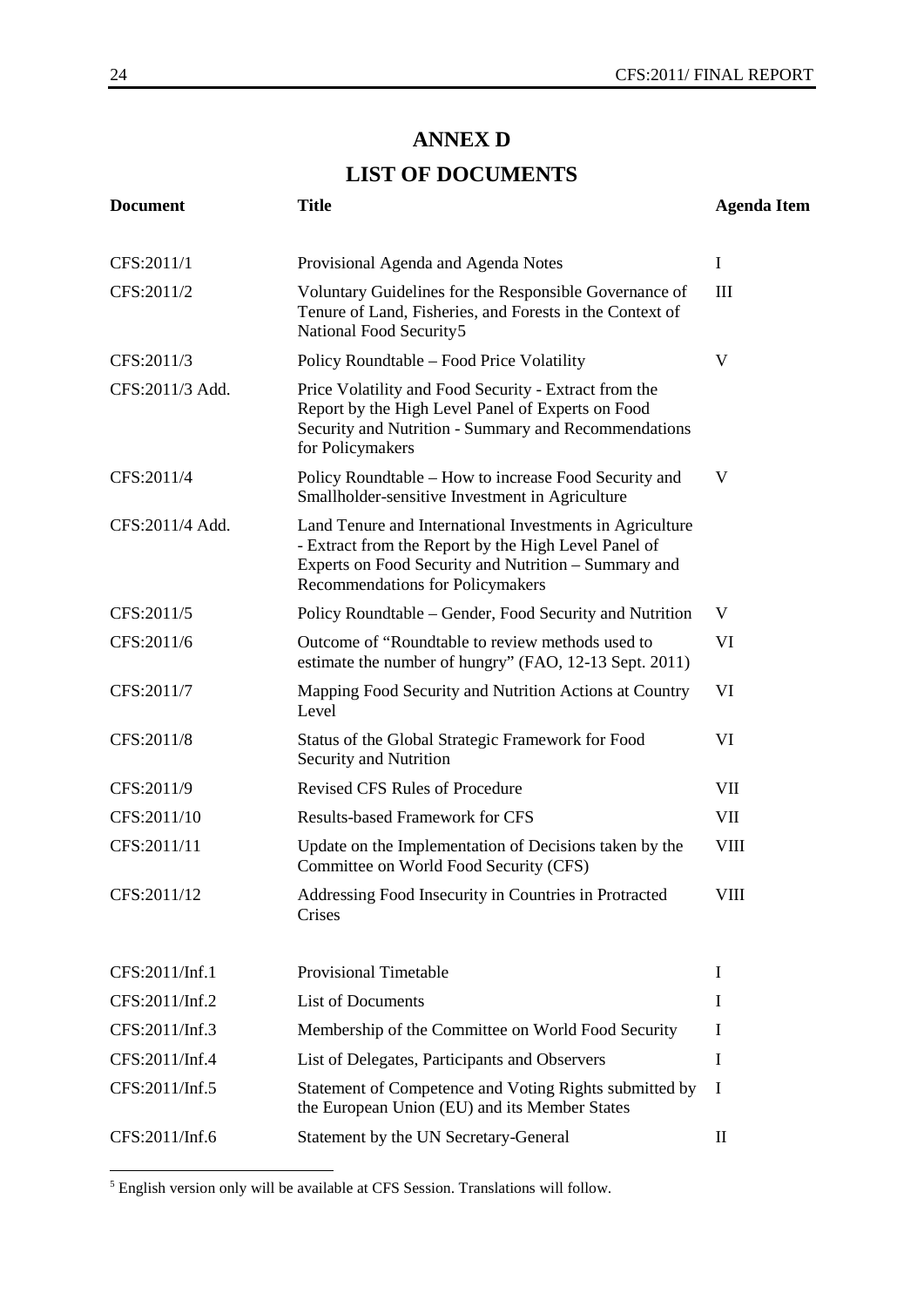# ANNEX D

## LIST OF DOCUMENTS

| Document | Title | Agenda Item |
|---|---|---|
| CFS:2011/1 | Provisional Agenda and Agenda Notes | I |
| CFS:2011/2 | Voluntary Guidelines for the Responsible Governance of Tenure of Land, Fisheries, and Forests in the Context of National Food Security[5] | III |
| CFS:2011/3 | Policy Roundtable – Food Price Volatility | V |
| CFS:2011/3 Add. | Price Volatility and Food Security - Extract from the Report by the High Level Panel of Experts on Food Security and Nutrition - Summary and Recommendations for Policymakers | |
| CFS:2011/4 | Policy Roundtable – How to increase Food Security and Smallholder-sensitive Investment in Agriculture | V |
| CFS:2011/4 Add. | Land Tenure and International Investments in Agriculture - Extract from the Report by the High Level Panel of Experts on Food Security and Nutrition – Summary and Recommendations for Policymakers | |
| CFS:2011/5 | Policy Roundtable – Gender, Food Security and Nutrition | V |
| CFS:2011/6 | Outcome of "Roundtable to review methods used to estimate the number of hungry" (FAO, 12-13 Sept. 2011) | VI |
| CFS:2011/7 | Mapping Food Security and Nutrition Actions at Country Level | VI |
| CFS:2011/8 | Status of the Global Strategic Framework for Food Security and Nutrition | VI |
| CFS:2011/9 | Revised CFS Rules of Procedure | VII |
| CFS:2011/10 | Results-based Framework for CFS | VII |
| CFS:2011/11 | Update on the Implementation of Decisions taken by the Committee on World Food Security (CFS) | VIII |
| CFS:2011/12 | Addressing Food Insecurity in Countries in Protracted Crises | VIII |
| CFS:2011/Inf.1 | Provisional Timetable | I |
| CFS:2011/Inf.2 | List of Documents | I |
| CFS:2011/Inf.3 | Membership of the Committee on World Food Security | I |
| CFS:2011/Inf.4 | List of Delegates, Participants and Observers | I |
| CFS:2011/Inf.5 | Statement of Competence and Voting Rights submitted by the European Union (EU) and its Member States | I |
| CFS:2011/Inf.6 | Statement by the UN Secretary-General | II |

[5] English version only will be available at CFS Session. Translations will follow.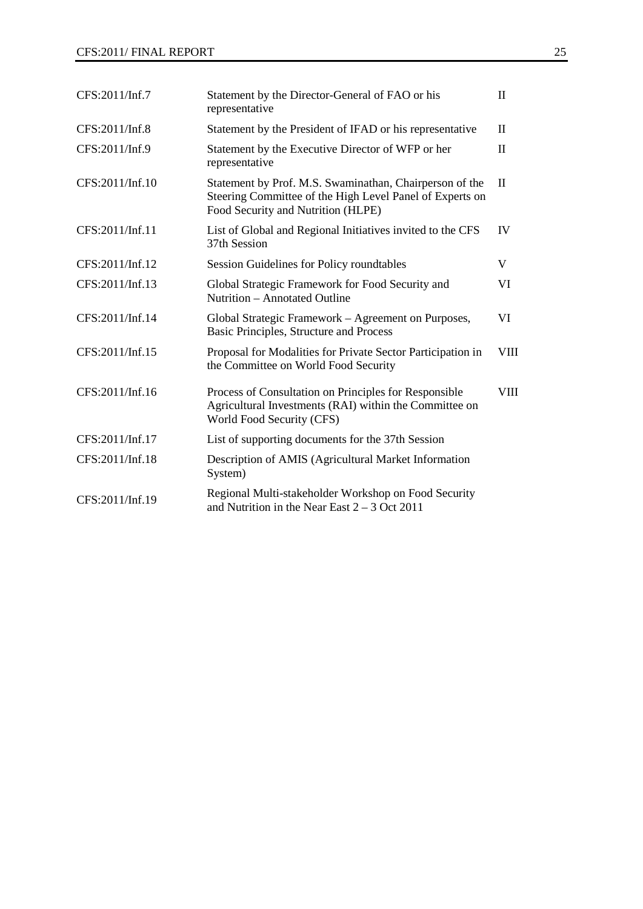| | | |
|---|---|---|
| CFS:2011/Inf.7 | Statement by the Director-General of FAO or his representative | II |
| CFS:2011/Inf.8 | Statement by the President of IFAD or his representative | II |
| CFS:2011/Inf.9 | Statement by the Executive Director of WFP or her representative | II |
| CFS:2011/Inf.10 | Statement by Prof. M.S. Swaminathan, Chairperson of the Steering Committee of the High Level Panel of Experts on Food Security and Nutrition (HLPE) | II |
| CFS:2011/Inf.11 | List of Global and Regional Initiatives invited to the CFS 37th Session | IV |
| CFS:2011/Inf.12 | Session Guidelines for Policy roundtables | V |
| CFS:2011/Inf.13 | Global Strategic Framework for Food Security and Nutrition – Annotated Outline | VI |
| CFS:2011/Inf.14 | Global Strategic Framework – Agreement on Purposes, Basic Principles, Structure and Process | VI |
| CFS:2011/Inf.15 | Proposal for Modalities for Private Sector Participation in the Committee on World Food Security | VIII |
| CFS:2011/Inf.16 | Process of Consultation on Principles for Responsible Agricultural Investments (RAI) within the Committee on World Food Security (CFS) | VIII |
| CFS:2011/Inf.17 | List of supporting documents for the 37th Session | |
| CFS:2011/Inf.18 | Description of AMIS (Agricultural Market Information System) | |
| CFS:2011/Inf.19 | Regional Multi-stakeholder Workshop on Food Security and Nutrition in the Near East 2 – 3 Oct 2011 | |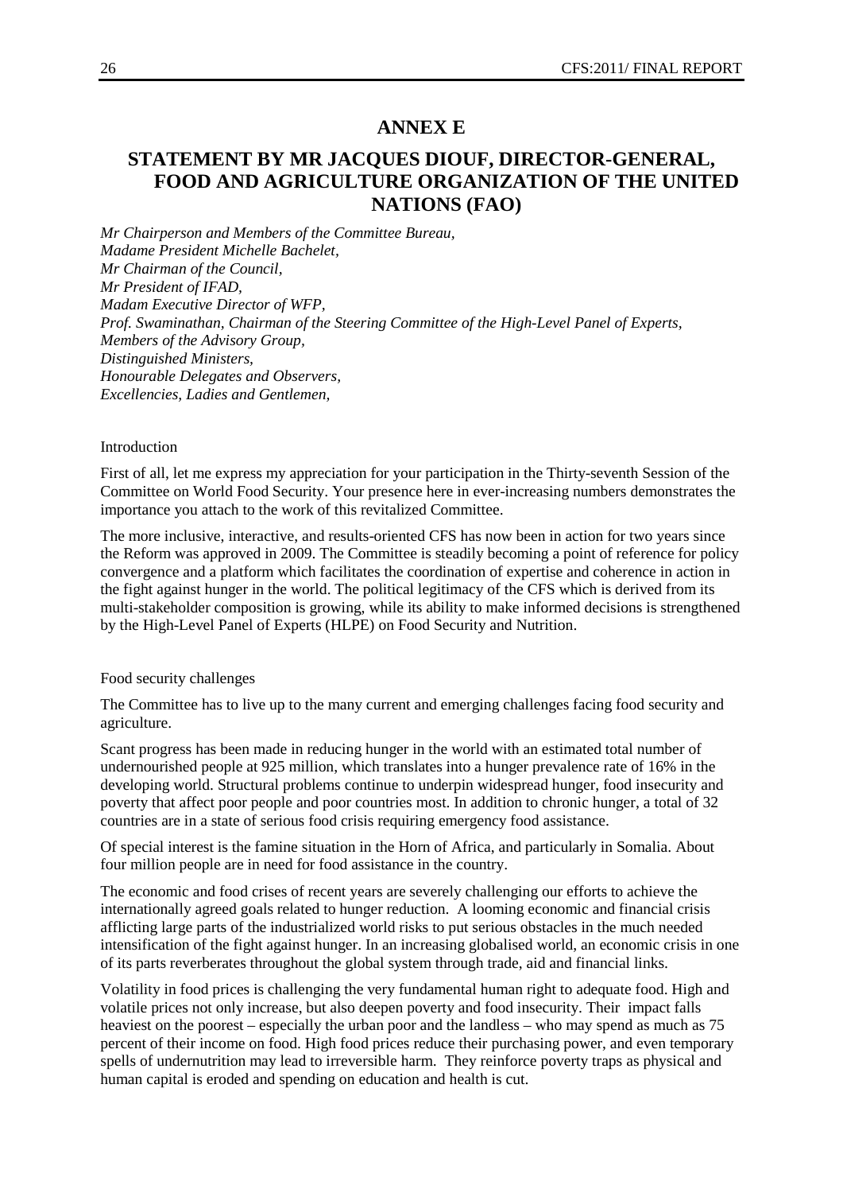# ANNEX E

## STATEMENT BY MR JACQUES DIOUF, DIRECTOR-GENERAL, FOOD AND AGRICULTURE ORGANIZATION OF THE UNITED NATIONS (FAO)

*Mr Chairperson and Members of the Committee Bureau,*
*Madame President Michelle Bachelet,*
*Mr Chairman of the Council,*
*Mr President of IFAD,*
*Madam Executive Director of WFP,*
*Prof. Swaminathan, Chairman of the Steering Committee of the High-Level Panel of Experts,*
*Members of the Advisory Group,*
*Distinguished Ministers,*
*Honourable Delegates and Observers,*
*Excellencies, Ladies and Gentlemen,*

Introduction

First of all, let me express my appreciation for your participation in the Thirty-seventh Session of the Committee on World Food Security. Your presence here in ever-increasing numbers demonstrates the importance you attach to the work of this revitalized Committee.

The more inclusive, interactive, and results-oriented CFS has now been in action for two years since the Reform was approved in 2009. The Committee is steadily becoming a point of reference for policy convergence and a platform which facilitates the coordination of expertise and coherence in action in the fight against hunger in the world. The political legitimacy of the CFS which is derived from its multi-stakeholder composition is growing, while its ability to make informed decisions is strengthened by the High-Level Panel of Experts (HLPE) on Food Security and Nutrition.

Food security challenges

The Committee has to live up to the many current and emerging challenges facing food security and agriculture.

Scant progress has been made in reducing hunger in the world with an estimated total number of undernourished people at 925 million, which translates into a hunger prevalence rate of 16% in the developing world. Structural problems continue to underpin widespread hunger, food insecurity and poverty that affect poor people and poor countries most. In addition to chronic hunger, a total of 32 countries are in a state of serious food crisis requiring emergency food assistance.

Of special interest is the famine situation in the Horn of Africa, and particularly in Somalia. About four million people are in need for food assistance in the country.

The economic and food crises of recent years are severely challenging our efforts to achieve the internationally agreed goals related to hunger reduction. A looming economic and financial crisis afflicting large parts of the industrialized world risks to put serious obstacles in the much needed intensification of the fight against hunger. In an increasing globalised world, an economic crisis in one of its parts reverberates throughout the global system through trade, aid and financial links.

Volatility in food prices is challenging the very fundamental human right to adequate food. High and volatile prices not only increase, but also deepen poverty and food insecurity. Their impact falls heaviest on the poorest – especially the urban poor and the landless – who may spend as much as 75 percent of their income on food. High food prices reduce their purchasing power, and even temporary spells of undernutrition may lead to irreversible harm. They reinforce poverty traps as physical and human capital is eroded and spending on education and health is cut.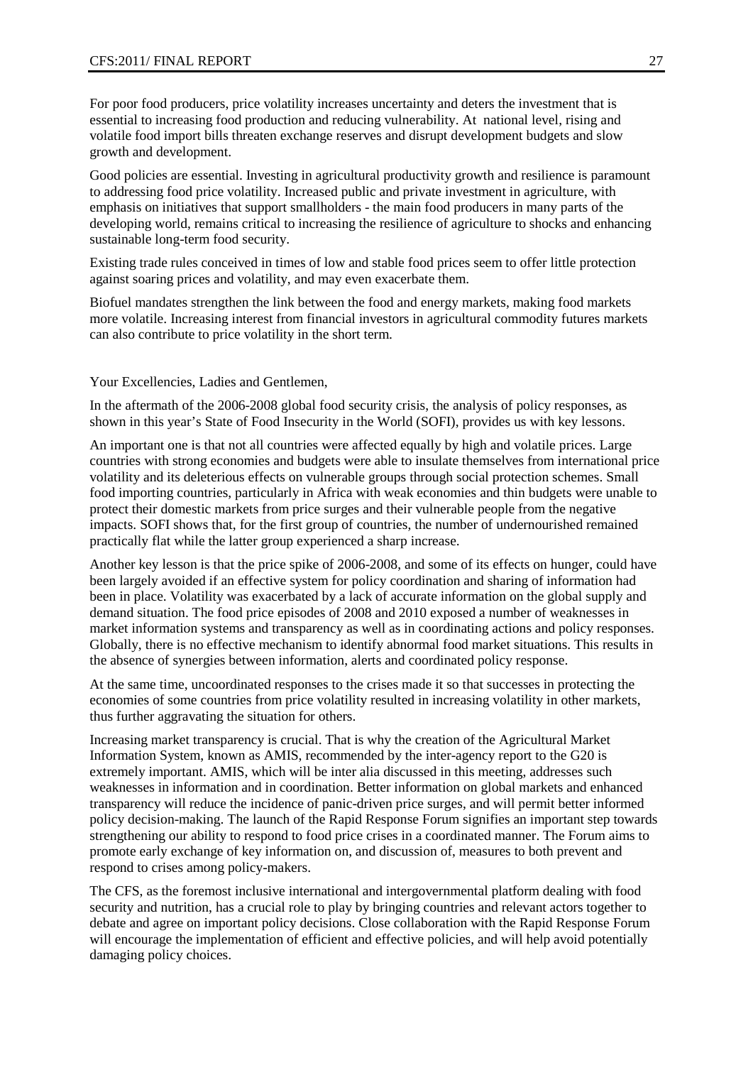For poor food producers, price volatility increases uncertainty and deters the investment that is essential to increasing food production and reducing vulnerability. At national level, rising and volatile food import bills threaten exchange reserves and disrupt development budgets and slow growth and development.

Good policies are essential. Investing in agricultural productivity growth and resilience is paramount to addressing food price volatility. Increased public and private investment in agriculture, with emphasis on initiatives that support smallholders - the main food producers in many parts of the developing world, remains critical to increasing the resilience of agriculture to shocks and enhancing sustainable long-term food security.

Existing trade rules conceived in times of low and stable food prices seem to offer little protection against soaring prices and volatility, and may even exacerbate them.

Biofuel mandates strengthen the link between the food and energy markets, making food markets more volatile. Increasing interest from financial investors in agricultural commodity futures markets can also contribute to price volatility in the short term.

Your Excellencies, Ladies and Gentlemen,

In the aftermath of the 2006-2008 global food security crisis, the analysis of policy responses, as shown in this year's State of Food Insecurity in the World (SOFI), provides us with key lessons.

An important one is that not all countries were affected equally by high and volatile prices. Large countries with strong economies and budgets were able to insulate themselves from international price volatility and its deleterious effects on vulnerable groups through social protection schemes. Small food importing countries, particularly in Africa with weak economies and thin budgets were unable to protect their domestic markets from price surges and their vulnerable people from the negative impacts. SOFI shows that, for the first group of countries, the number of undernourished remained practically flat while the latter group experienced a sharp increase.

Another key lesson is that the price spike of 2006-2008, and some of its effects on hunger, could have been largely avoided if an effective system for policy coordination and sharing of information had been in place. Volatility was exacerbated by a lack of accurate information on the global supply and demand situation. The food price episodes of 2008 and 2010 exposed a number of weaknesses in market information systems and transparency as well as in coordinating actions and policy responses. Globally, there is no effective mechanism to identify abnormal food market situations. This results in the absence of synergies between information, alerts and coordinated policy response.

At the same time, uncoordinated responses to the crises made it so that successes in protecting the economies of some countries from price volatility resulted in increasing volatility in other markets, thus further aggravating the situation for others.

Increasing market transparency is crucial. That is why the creation of the Agricultural Market Information System, known as AMIS, recommended by the inter-agency report to the G20 is extremely important. AMIS, which will be inter alia discussed in this meeting, addresses such weaknesses in information and in coordination. Better information on global markets and enhanced transparency will reduce the incidence of panic-driven price surges, and will permit better informed policy decision-making. The launch of the Rapid Response Forum signifies an important step towards strengthening our ability to respond to food price crises in a coordinated manner. The Forum aims to promote early exchange of key information on, and discussion of, measures to both prevent and respond to crises among policy-makers.

The CFS, as the foremost inclusive international and intergovernmental platform dealing with food security and nutrition, has a crucial role to play by bringing countries and relevant actors together to debate and agree on important policy decisions. Close collaboration with the Rapid Response Forum will encourage the implementation of efficient and effective policies, and will help avoid potentially damaging policy choices.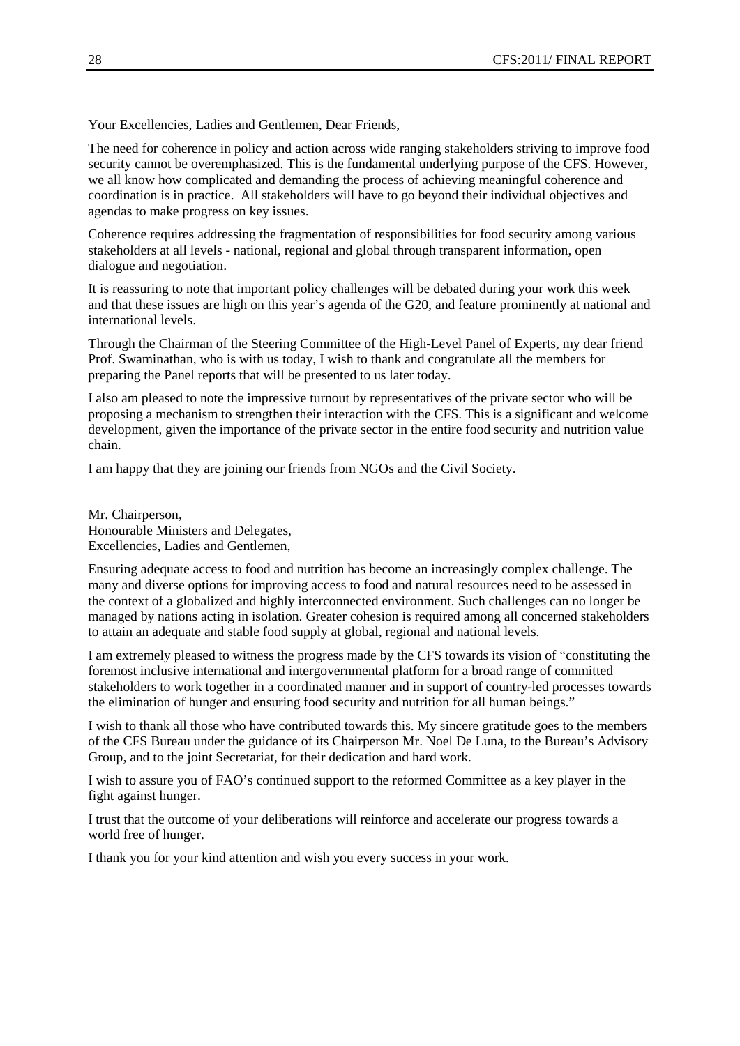Your Excellencies, Ladies and Gentlemen, Dear Friends,

The need for coherence in policy and action across wide ranging stakeholders striving to improve food security cannot be overemphasized. This is the fundamental underlying purpose of the CFS. However, we all know how complicated and demanding the process of achieving meaningful coherence and coordination is in practice. All stakeholders will have to go beyond their individual objectives and agendas to make progress on key issues.

Coherence requires addressing the fragmentation of responsibilities for food security among various stakeholders at all levels - national, regional and global through transparent information, open dialogue and negotiation.

It is reassuring to note that important policy challenges will be debated during your work this week and that these issues are high on this year's agenda of the G20, and feature prominently at national and international levels.

Through the Chairman of the Steering Committee of the High-Level Panel of Experts, my dear friend Prof. Swaminathan, who is with us today, I wish to thank and congratulate all the members for preparing the Panel reports that will be presented to us later today.

I also am pleased to note the impressive turnout by representatives of the private sector who will be proposing a mechanism to strengthen their interaction with the CFS. This is a significant and welcome development, given the importance of the private sector in the entire food security and nutrition value chain.

I am happy that they are joining our friends from NGOs and the Civil Society.

Mr. Chairperson,
Honourable Ministers and Delegates,
Excellencies, Ladies and Gentlemen,

Ensuring adequate access to food and nutrition has become an increasingly complex challenge. The many and diverse options for improving access to food and natural resources need to be assessed in the context of a globalized and highly interconnected environment. Such challenges can no longer be managed by nations acting in isolation. Greater cohesion is required among all concerned stakeholders to attain an adequate and stable food supply at global, regional and national levels.

I am extremely pleased to witness the progress made by the CFS towards its vision of "constituting the foremost inclusive international and intergovernmental platform for a broad range of committed stakeholders to work together in a coordinated manner and in support of country-led processes towards the elimination of hunger and ensuring food security and nutrition for all human beings."

I wish to thank all those who have contributed towards this. My sincere gratitude goes to the members of the CFS Bureau under the guidance of its Chairperson Mr. Noel De Luna, to the Bureau's Advisory Group, and to the joint Secretariat, for their dedication and hard work.

I wish to assure you of FAO's continued support to the reformed Committee as a key player in the fight against hunger.

I trust that the outcome of your deliberations will reinforce and accelerate our progress towards a world free of hunger.

I thank you for your kind attention and wish you every success in your work.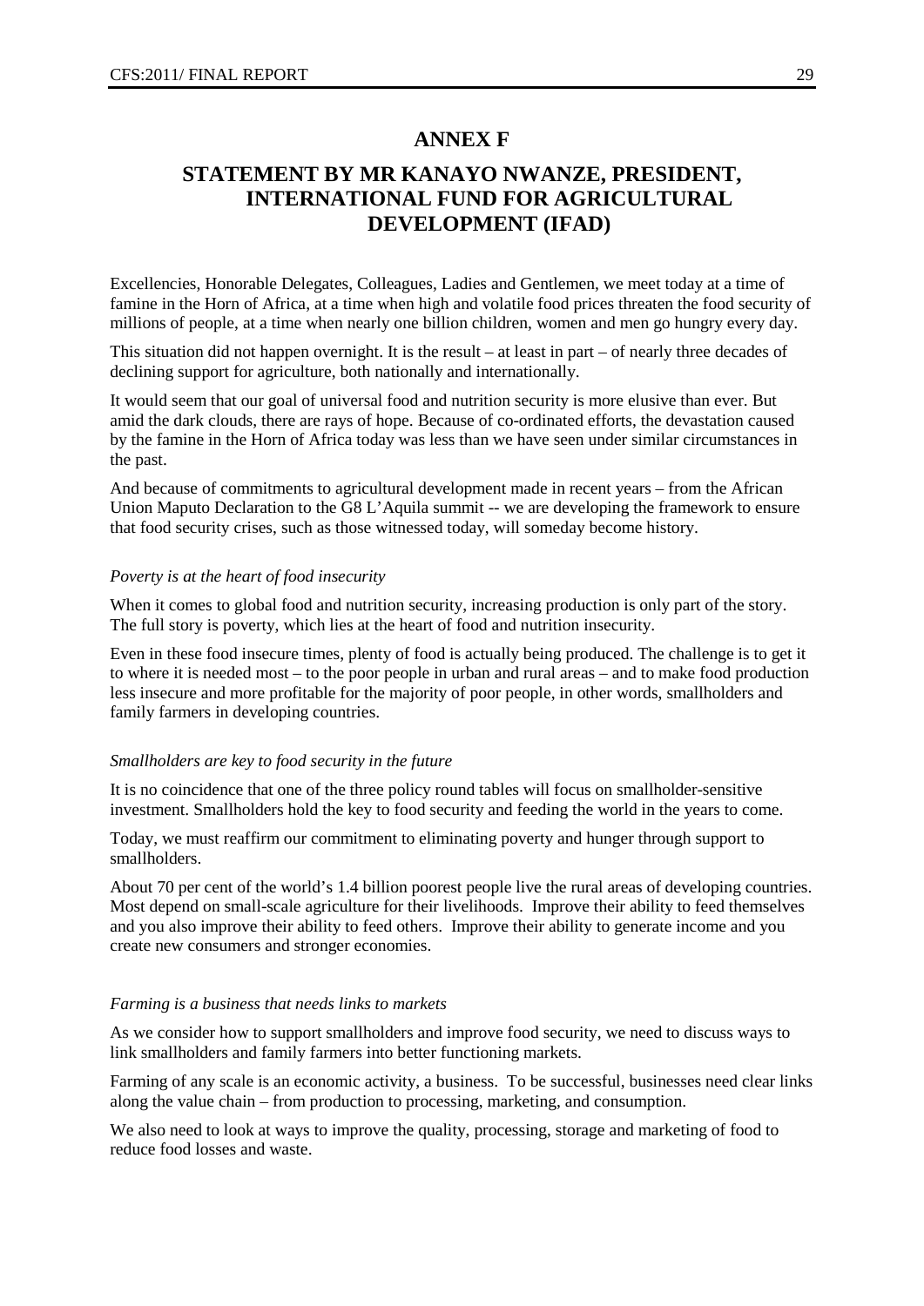# ANNEX F

# STATEMENT BY MR KANAYO NWANZE, PRESIDENT, INTERNATIONAL FUND FOR AGRICULTURAL DEVELOPMENT (IFAD)

Excellencies, Honorable Delegates, Colleagues, Ladies and Gentlemen, we meet today at a time of famine in the Horn of Africa, at a time when high and volatile food prices threaten the food security of millions of people, at a time when nearly one billion children, women and men go hungry every day.

This situation did not happen overnight. It is the result – at least in part – of nearly three decades of declining support for agriculture, both nationally and internationally.

It would seem that our goal of universal food and nutrition security is more elusive than ever. But amid the dark clouds, there are rays of hope. Because of co-ordinated efforts, the devastation caused by the famine in the Horn of Africa today was less than we have seen under similar circumstances in the past.

And because of commitments to agricultural development made in recent years – from the African Union Maputo Declaration to the G8 L'Aquila summit -- we are developing the framework to ensure that food security crises, such as those witnessed today, will someday become history.

*Poverty is at the heart of food insecurity*

When it comes to global food and nutrition security, increasing production is only part of the story. The full story is poverty, which lies at the heart of food and nutrition insecurity.

Even in these food insecure times, plenty of food is actually being produced. The challenge is to get it to where it is needed most – to the poor people in urban and rural areas – and to make food production less insecure and more profitable for the majority of poor people, in other words, smallholders and family farmers in developing countries.

*Smallholders are key to food security in the future*

It is no coincidence that one of the three policy round tables will focus on smallholder-sensitive investment. Smallholders hold the key to food security and feeding the world in the years to come.

Today, we must reaffirm our commitment to eliminating poverty and hunger through support to smallholders.

About 70 per cent of the world's 1.4 billion poorest people live the rural areas of developing countries. Most depend on small-scale agriculture for their livelihoods. Improve their ability to feed themselves and you also improve their ability to feed others. Improve their ability to generate income and you create new consumers and stronger economies.

*Farming is a business that needs links to markets*

As we consider how to support smallholders and improve food security, we need to discuss ways to link smallholders and family farmers into better functioning markets.

Farming of any scale is an economic activity, a business. To be successful, businesses need clear links along the value chain – from production to processing, marketing, and consumption.

We also need to look at ways to improve the quality, processing, storage and marketing of food to reduce food losses and waste.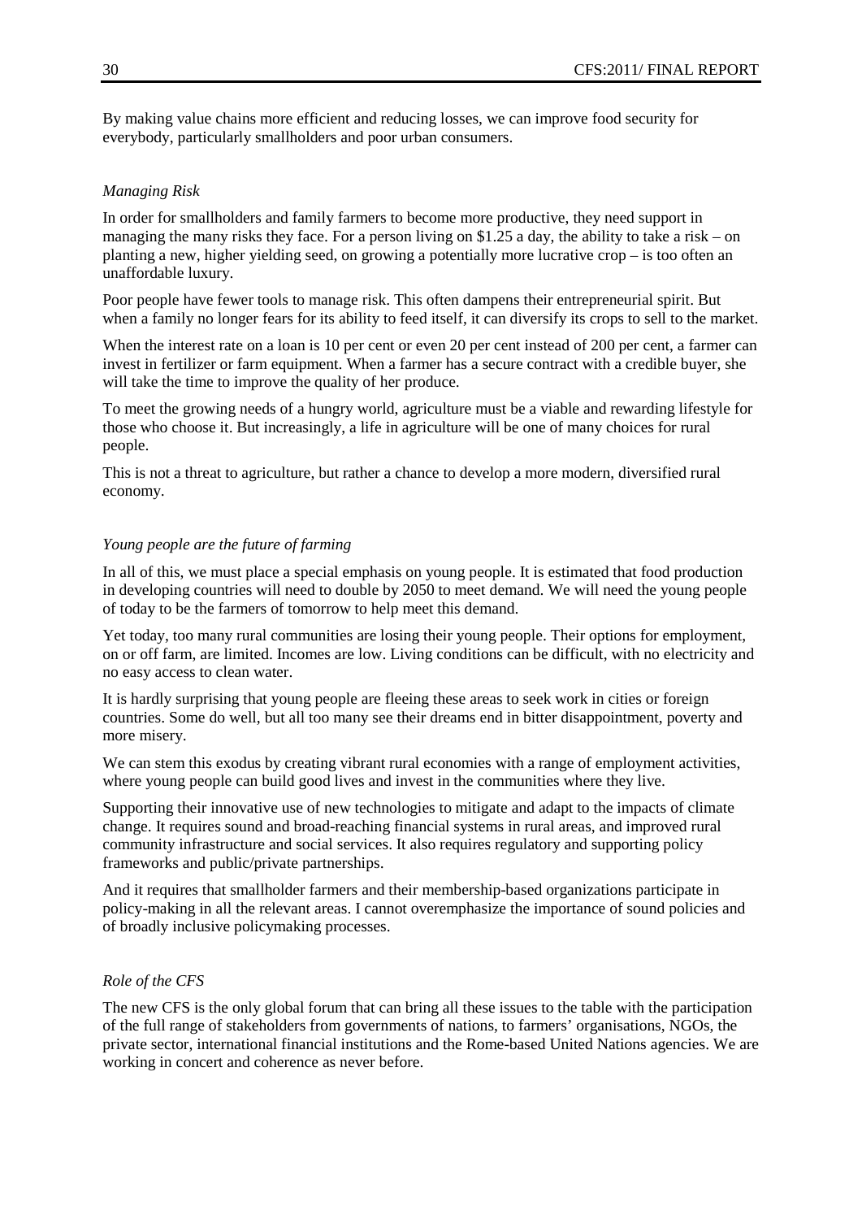By making value chains more efficient and reducing losses, we can improve food security for everybody, particularly smallholders and poor urban consumers.

*Managing Risk*

In order for smallholders and family farmers to become more productive, they need support in managing the many risks they face. For a person living on $1.25 a day, the ability to take a risk – on planting a new, higher yielding seed, on growing a potentially more lucrative crop – is too often an unaffordable luxury.

Poor people have fewer tools to manage risk. This often dampens their entrepreneurial spirit. But when a family no longer fears for its ability to feed itself, it can diversify its crops to sell to the market.

When the interest rate on a loan is 10 per cent or even 20 per cent instead of 200 per cent, a farmer can invest in fertilizer or farm equipment. When a farmer has a secure contract with a credible buyer, she will take the time to improve the quality of her produce.

To meet the growing needs of a hungry world, agriculture must be a viable and rewarding lifestyle for those who choose it. But increasingly, a life in agriculture will be one of many choices for rural people.

This is not a threat to agriculture, but rather a chance to develop a more modern, diversified rural economy.

*Young people are the future of farming*

In all of this, we must place a special emphasis on young people. It is estimated that food production in developing countries will need to double by 2050 to meet demand. We will need the young people of today to be the farmers of tomorrow to help meet this demand.

Yet today, too many rural communities are losing their young people. Their options for employment, on or off farm, are limited. Incomes are low. Living conditions can be difficult, with no electricity and no easy access to clean water.

It is hardly surprising that young people are fleeing these areas to seek work in cities or foreign countries. Some do well, but all too many see their dreams end in bitter disappointment, poverty and more misery.

We can stem this exodus by creating vibrant rural economies with a range of employment activities, where young people can build good lives and invest in the communities where they live.

Supporting their innovative use of new technologies to mitigate and adapt to the impacts of climate change. It requires sound and broad-reaching financial systems in rural areas, and improved rural community infrastructure and social services. It also requires regulatory and supporting policy frameworks and public/private partnerships.

And it requires that smallholder farmers and their membership-based organizations participate in policy-making in all the relevant areas. I cannot overemphasize the importance of sound policies and of broadly inclusive policymaking processes.

*Role of the CFS*

The new CFS is the only global forum that can bring all these issues to the table with the participation of the full range of stakeholders from governments of nations, to farmers' organisations, NGOs, the private sector, international financial institutions and the Rome-based United Nations agencies. We are working in concert and coherence as never before.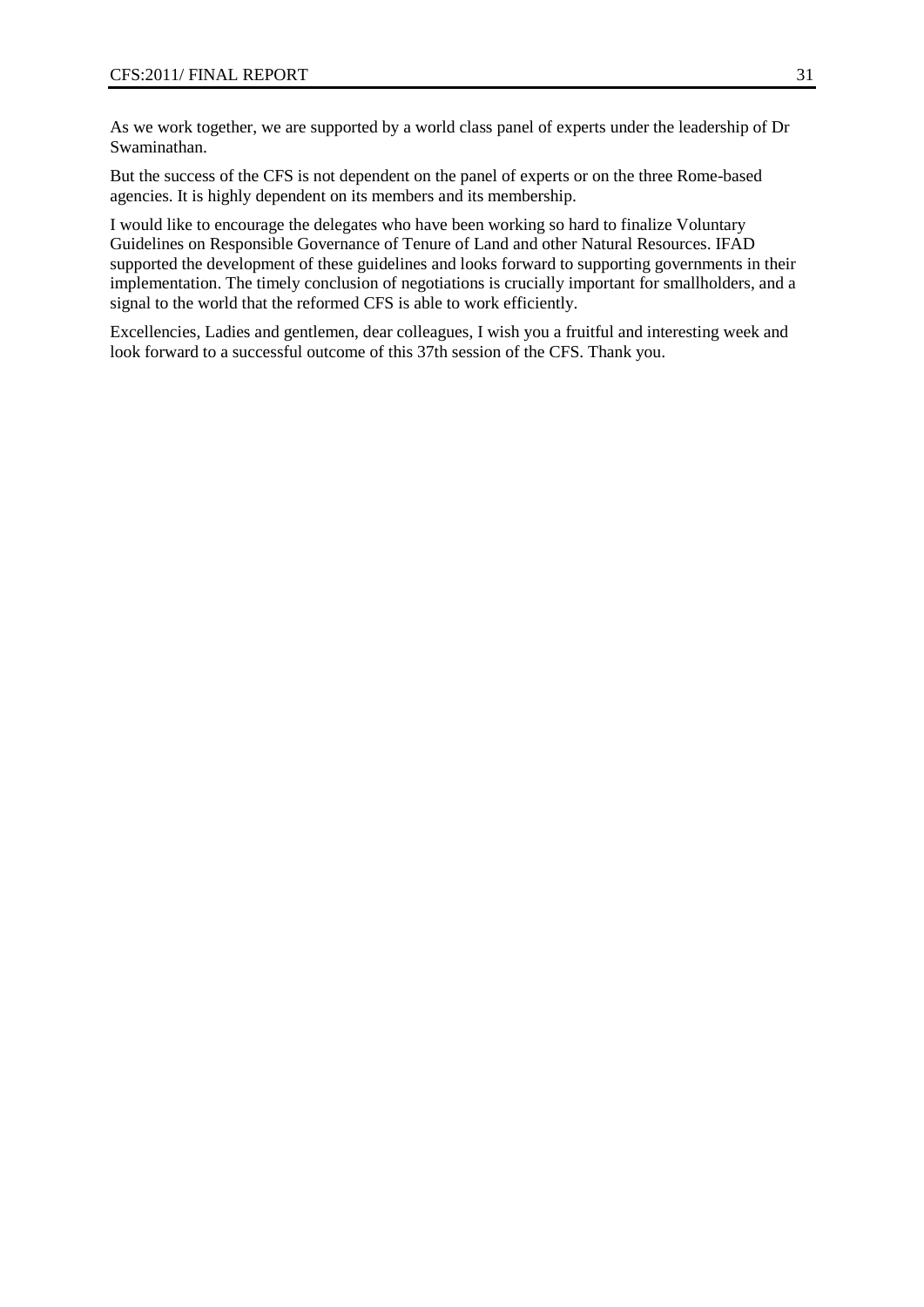As we work together, we are supported by a world class panel of experts under the leadership of Dr Swaminathan.

But the success of the CFS is not dependent on the panel of experts or on the three Rome-based agencies. It is highly dependent on its members and its membership.

I would like to encourage the delegates who have been working so hard to finalize Voluntary Guidelines on Responsible Governance of Tenure of Land and other Natural Resources. IFAD supported the development of these guidelines and looks forward to supporting governments in their implementation. The timely conclusion of negotiations is crucially important for smallholders, and a signal to the world that the reformed CFS is able to work efficiently.

Excellencies, Ladies and gentlemen, dear colleagues, I wish you a fruitful and interesting week and look forward to a successful outcome of this 37th session of the CFS. Thank you.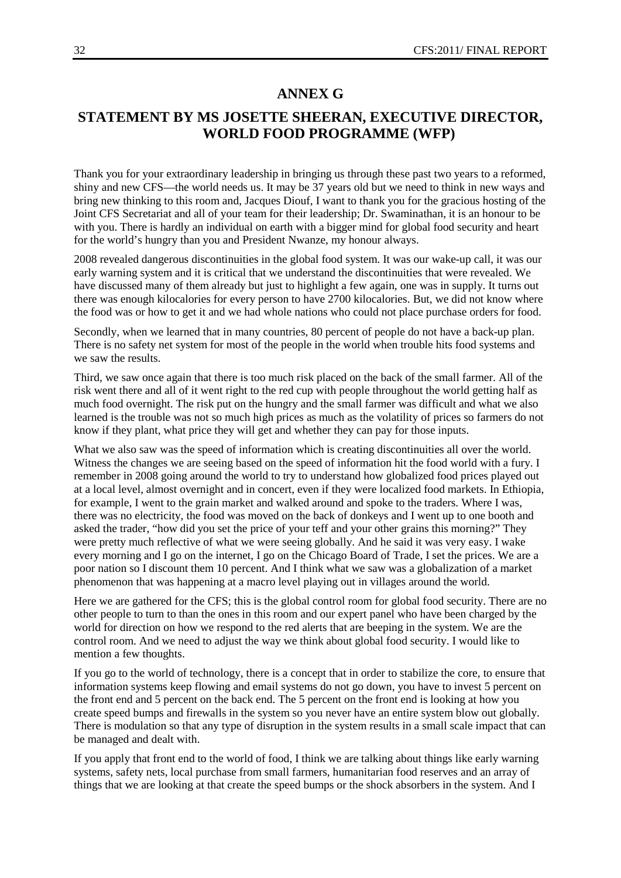# ANNEX G

## STATEMENT BY MS JOSETTE SHEERAN, EXECUTIVE DIRECTOR, WORLD FOOD PROGRAMME (WFP)

Thank you for your extraordinary leadership in bringing us through these past two years to a reformed, shiny and new CFS—the world needs us. It may be 37 years old but we need to think in new ways and bring new thinking to this room and, Jacques Diouf, I want to thank you for the gracious hosting of the Joint CFS Secretariat and all of your team for their leadership; Dr. Swaminathan, it is an honour to be with you. There is hardly an individual on earth with a bigger mind for global food security and heart for the world's hungry than you and President Nwanze, my honour always.

2008 revealed dangerous discontinuities in the global food system. It was our wake-up call, it was our early warning system and it is critical that we understand the discontinuities that were revealed. We have discussed many of them already but just to highlight a few again, one was in supply. It turns out there was enough kilocalories for every person to have 2700 kilocalories. But, we did not know where the food was or how to get it and we had whole nations who could not place purchase orders for food.

Secondly, when we learned that in many countries, 80 percent of people do not have a back-up plan. There is no safety net system for most of the people in the world when trouble hits food systems and we saw the results.

Third, we saw once again that there is too much risk placed on the back of the small farmer. All of the risk went there and all of it went right to the red cup with people throughout the world getting half as much food overnight. The risk put on the hungry and the small farmer was difficult and what we also learned is the trouble was not so much high prices as much as the volatility of prices so farmers do not know if they plant, what price they will get and whether they can pay for those inputs.

What we also saw was the speed of information which is creating discontinuities all over the world. Witness the changes we are seeing based on the speed of information hit the food world with a fury. I remember in 2008 going around the world to try to understand how globalized food prices played out at a local level, almost overnight and in concert, even if they were localized food markets. In Ethiopia, for example, I went to the grain market and walked around and spoke to the traders. Where I was, there was no electricity, the food was moved on the back of donkeys and I went up to one booth and asked the trader, "how did you set the price of your teff and your other grains this morning?" They were pretty much reflective of what we were seeing globally. And he said it was very easy. I wake every morning and I go on the internet, I go on the Chicago Board of Trade, I set the prices. We are a poor nation so I discount them 10 percent. And I think what we saw was a globalization of a market phenomenon that was happening at a macro level playing out in villages around the world.

Here we are gathered for the CFS; this is the global control room for global food security. There are no other people to turn to than the ones in this room and our expert panel who have been charged by the world for direction on how we respond to the red alerts that are beeping in the system. We are the control room. And we need to adjust the way we think about global food security. I would like to mention a few thoughts.

If you go to the world of technology, there is a concept that in order to stabilize the core, to ensure that information systems keep flowing and email systems do not go down, you have to invest 5 percent on the front end and 5 percent on the back end. The 5 percent on the front end is looking at how you create speed bumps and firewalls in the system so you never have an entire system blow out globally. There is modulation so that any type of disruption in the system results in a small scale impact that can be managed and dealt with.

If you apply that front end to the world of food, I think we are talking about things like early warning systems, safety nets, local purchase from small farmers, humanitarian food reserves and an array of things that we are looking at that create the speed bumps or the shock absorbers in the system. And I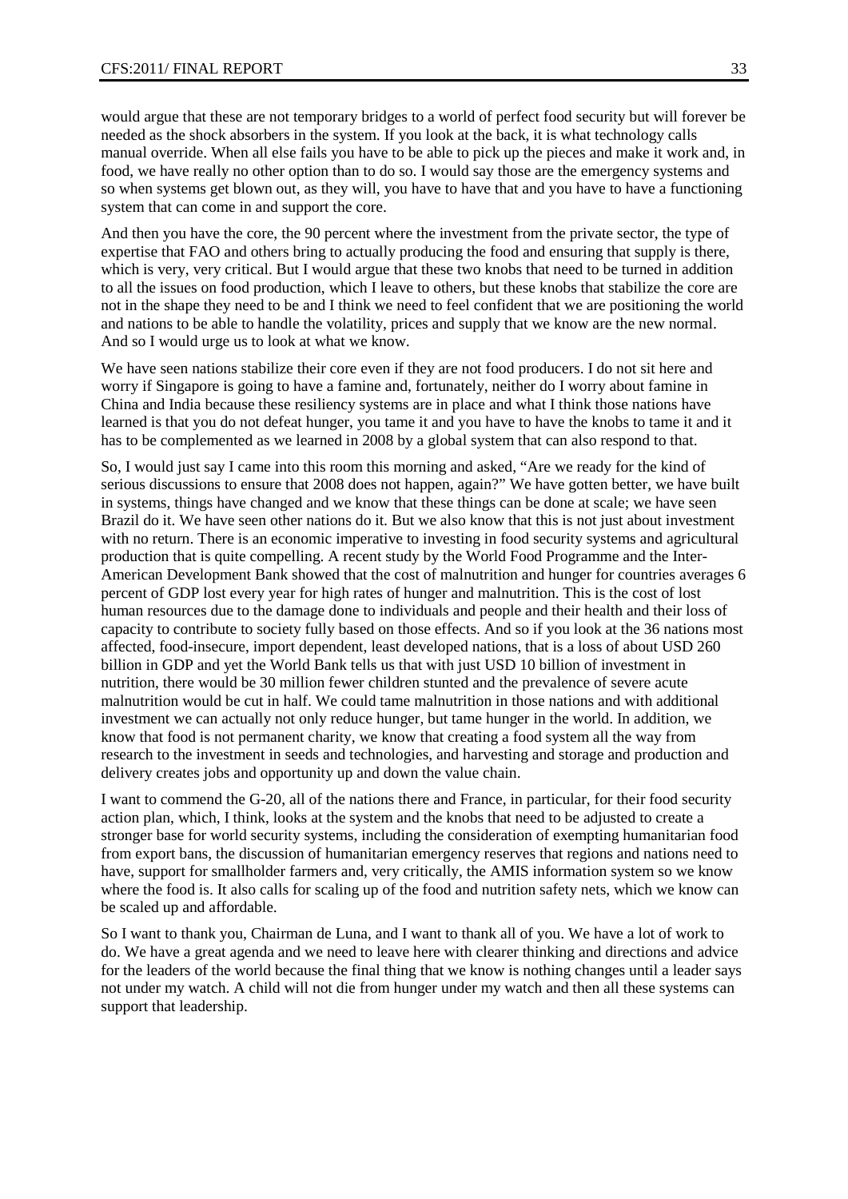would argue that these are not temporary bridges to a world of perfect food security but will forever be needed as the shock absorbers in the system. If you look at the back, it is what technology calls manual override. When all else fails you have to be able to pick up the pieces and make it work and, in food, we have really no other option than to do so. I would say those are the emergency systems and so when systems get blown out, as they will, you have to have that and you have to have a functioning system that can come in and support the core.

And then you have the core, the 90 percent where the investment from the private sector, the type of expertise that FAO and others bring to actually producing the food and ensuring that supply is there, which is very, very critical. But I would argue that these two knobs that need to be turned in addition to all the issues on food production, which I leave to others, but these knobs that stabilize the core are not in the shape they need to be and I think we need to feel confident that we are positioning the world and nations to be able to handle the volatility, prices and supply that we know are the new normal. And so I would urge us to look at what we know.

We have seen nations stabilize their core even if they are not food producers. I do not sit here and worry if Singapore is going to have a famine and, fortunately, neither do I worry about famine in China and India because these resiliency systems are in place and what I think those nations have learned is that you do not defeat hunger, you tame it and you have to have the knobs to tame it and it has to be complemented as we learned in 2008 by a global system that can also respond to that.

So, I would just say I came into this room this morning and asked, "Are we ready for the kind of serious discussions to ensure that 2008 does not happen, again?" We have gotten better, we have built in systems, things have changed and we know that these things can be done at scale; we have seen Brazil do it. We have seen other nations do it. But we also know that this is not just about investment with no return. There is an economic imperative to investing in food security systems and agricultural production that is quite compelling. A recent study by the World Food Programme and the Inter-American Development Bank showed that the cost of malnutrition and hunger for countries averages 6 percent of GDP lost every year for high rates of hunger and malnutrition. This is the cost of lost human resources due to the damage done to individuals and people and their health and their loss of capacity to contribute to society fully based on those effects. And so if you look at the 36 nations most affected, food-insecure, import dependent, least developed nations, that is a loss of about USD 260 billion in GDP and yet the World Bank tells us that with just USD 10 billion of investment in nutrition, there would be 30 million fewer children stunted and the prevalence of severe acute malnutrition would be cut in half. We could tame malnutrition in those nations and with additional investment we can actually not only reduce hunger, but tame hunger in the world. In addition, we know that food is not permanent charity, we know that creating a food system all the way from research to the investment in seeds and technologies, and harvesting and storage and production and delivery creates jobs and opportunity up and down the value chain.

I want to commend the G-20, all of the nations there and France, in particular, for their food security action plan, which, I think, looks at the system and the knobs that need to be adjusted to create a stronger base for world security systems, including the consideration of exempting humanitarian food from export bans, the discussion of humanitarian emergency reserves that regions and nations need to have, support for smallholder farmers and, very critically, the AMIS information system so we know where the food is. It also calls for scaling up of the food and nutrition safety nets, which we know can be scaled up and affordable.

So I want to thank you, Chairman de Luna, and I want to thank all of you. We have a lot of work to do. We have a great agenda and we need to leave here with clearer thinking and directions and advice for the leaders of the world because the final thing that we know is nothing changes until a leader says not under my watch. A child will not die from hunger under my watch and then all these systems can support that leadership.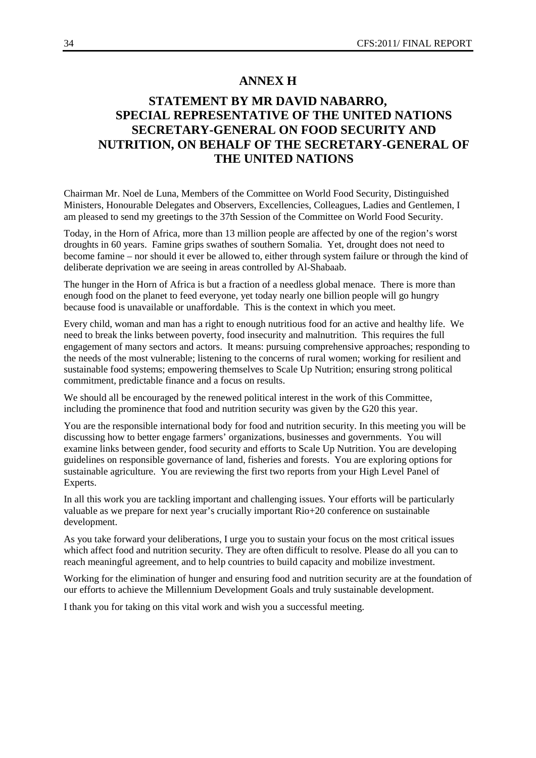# ANNEX H

## STATEMENT BY MR DAVID NABARRO, SPECIAL REPRESENTATIVE OF THE UNITED NATIONS SECRETARY-GENERAL ON FOOD SECURITY AND NUTRITION, ON BEHALF OF THE SECRETARY-GENERAL OF THE UNITED NATIONS

Chairman Mr. Noel de Luna, Members of the Committee on World Food Security, Distinguished Ministers, Honourable Delegates and Observers, Excellencies, Colleagues, Ladies and Gentlemen, I am pleased to send my greetings to the 37th Session of the Committee on World Food Security.

Today, in the Horn of Africa, more than 13 million people are affected by one of the region's worst droughts in 60 years. Famine grips swathes of southern Somalia. Yet, drought does not need to become famine – nor should it ever be allowed to, either through system failure or through the kind of deliberate deprivation we are seeing in areas controlled by Al-Shabaab.

The hunger in the Horn of Africa is but a fraction of a needless global menace. There is more than enough food on the planet to feed everyone, yet today nearly one billion people will go hungry because food is unavailable or unaffordable. This is the context in which you meet.

Every child, woman and man has a right to enough nutritious food for an active and healthy life. We need to break the links between poverty, food insecurity and malnutrition. This requires the full engagement of many sectors and actors. It means: pursuing comprehensive approaches; responding to the needs of the most vulnerable; listening to the concerns of rural women; working for resilient and sustainable food systems; empowering themselves to Scale Up Nutrition; ensuring strong political commitment, predictable finance and a focus on results.

We should all be encouraged by the renewed political interest in the work of this Committee, including the prominence that food and nutrition security was given by the G20 this year.

You are the responsible international body for food and nutrition security. In this meeting you will be discussing how to better engage farmers' organizations, businesses and governments. You will examine links between gender, food security and efforts to Scale Up Nutrition. You are developing guidelines on responsible governance of land, fisheries and forests. You are exploring options for sustainable agriculture. You are reviewing the first two reports from your High Level Panel of Experts.

In all this work you are tackling important and challenging issues. Your efforts will be particularly valuable as we prepare for next year's crucially important Rio+20 conference on sustainable development.

As you take forward your deliberations, I urge you to sustain your focus on the most critical issues which affect food and nutrition security. They are often difficult to resolve. Please do all you can to reach meaningful agreement, and to help countries to build capacity and mobilize investment.

Working for the elimination of hunger and ensuring food and nutrition security are at the foundation of our efforts to achieve the Millennium Development Goals and truly sustainable development.

I thank you for taking on this vital work and wish you a successful meeting.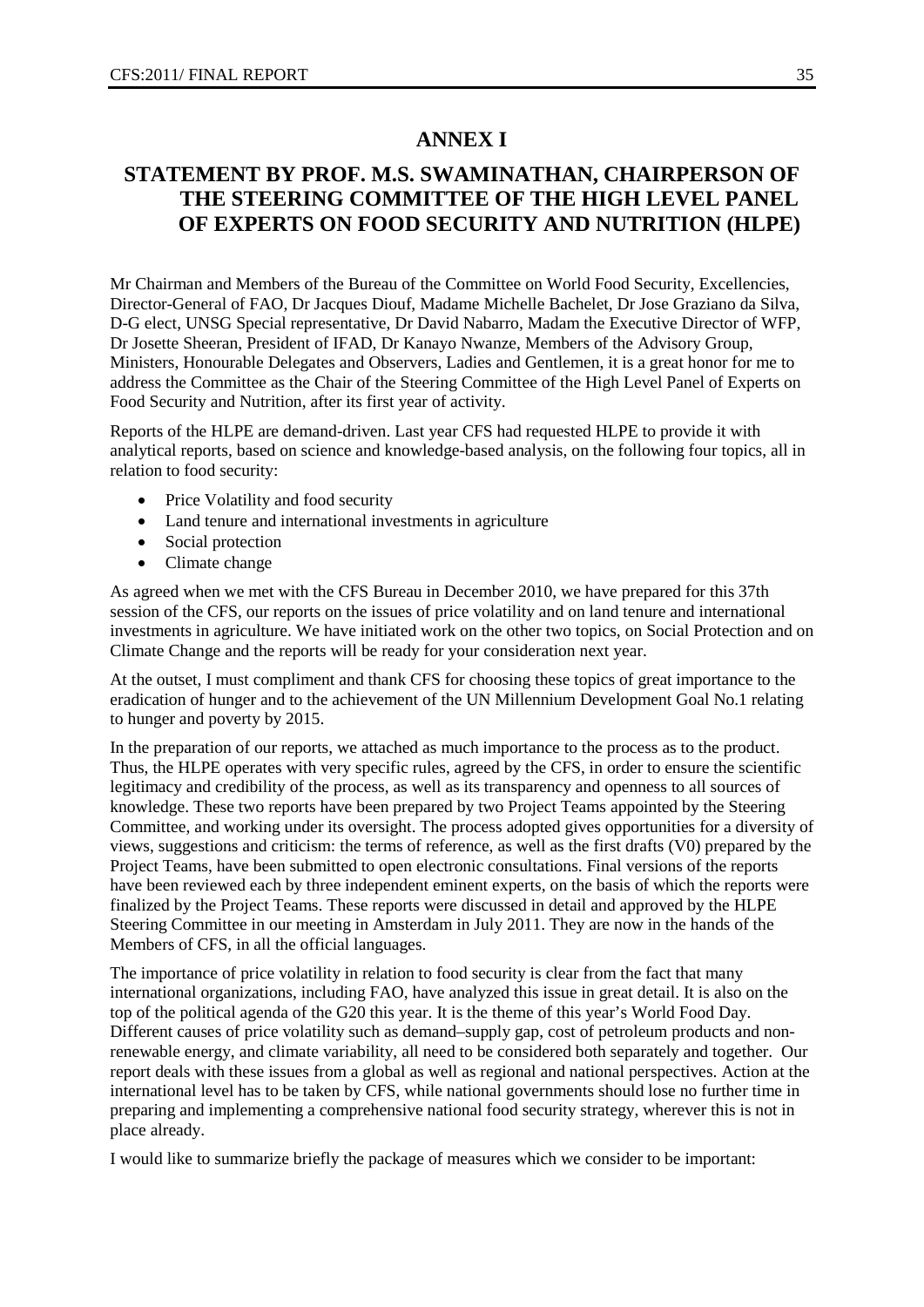# ANNEX I

# STATEMENT BY PROF. M.S. SWAMINATHAN, CHAIRPERSON OF THE STEERING COMMITTEE OF THE HIGH LEVEL PANEL OF EXPERTS ON FOOD SECURITY AND NUTRITION (HLPE)

Mr Chairman and Members of the Bureau of the Committee on World Food Security, Excellencies, Director-General of FAO, Dr Jacques Diouf, Madame Michelle Bachelet, Dr Jose Graziano da Silva, D-G elect, UNSG Special representative, Dr David Nabarro, Madam the Executive Director of WFP, Dr Josette Sheeran, President of IFAD, Dr Kanayo Nwanze, Members of the Advisory Group, Ministers, Honourable Delegates and Observers, Ladies and Gentlemen, it is a great honor for me to address the Committee as the Chair of the Steering Committee of the High Level Panel of Experts on Food Security and Nutrition, after its first year of activity.

Reports of the HLPE are demand-driven. Last year CFS had requested HLPE to provide it with analytical reports, based on science and knowledge-based analysis, on the following four topics, all in relation to food security:

- Price Volatility and food security
- Land tenure and international investments in agriculture
- Social protection
- Climate change

As agreed when we met with the CFS Bureau in December 2010, we have prepared for this 37th session of the CFS, our reports on the issues of price volatility and on land tenure and international investments in agriculture. We have initiated work on the other two topics, on Social Protection and on Climate Change and the reports will be ready for your consideration next year.

At the outset, I must compliment and thank CFS for choosing these topics of great importance to the eradication of hunger and to the achievement of the UN Millennium Development Goal No.1 relating to hunger and poverty by 2015.

In the preparation of our reports, we attached as much importance to the process as to the product. Thus, the HLPE operates with very specific rules, agreed by the CFS, in order to ensure the scientific legitimacy and credibility of the process, as well as its transparency and openness to all sources of knowledge. These two reports have been prepared by two Project Teams appointed by the Steering Committee, and working under its oversight. The process adopted gives opportunities for a diversity of views, suggestions and criticism: the terms of reference, as well as the first drafts (V0) prepared by the Project Teams, have been submitted to open electronic consultations. Final versions of the reports have been reviewed each by three independent eminent experts, on the basis of which the reports were finalized by the Project Teams. These reports were discussed in detail and approved by the HLPE Steering Committee in our meeting in Amsterdam in July 2011. They are now in the hands of the Members of CFS, in all the official languages.

The importance of price volatility in relation to food security is clear from the fact that many international organizations, including FAO, have analyzed this issue in great detail. It is also on the top of the political agenda of the G20 this year. It is the theme of this year's World Food Day. Different causes of price volatility such as demand–supply gap, cost of petroleum products and non-renewable energy, and climate variability, all need to be considered both separately and together. Our report deals with these issues from a global as well as regional and national perspectives. Action at the international level has to be taken by CFS, while national governments should lose no further time in preparing and implementing a comprehensive national food security strategy, wherever this is not in place already.

I would like to summarize briefly the package of measures which we consider to be important: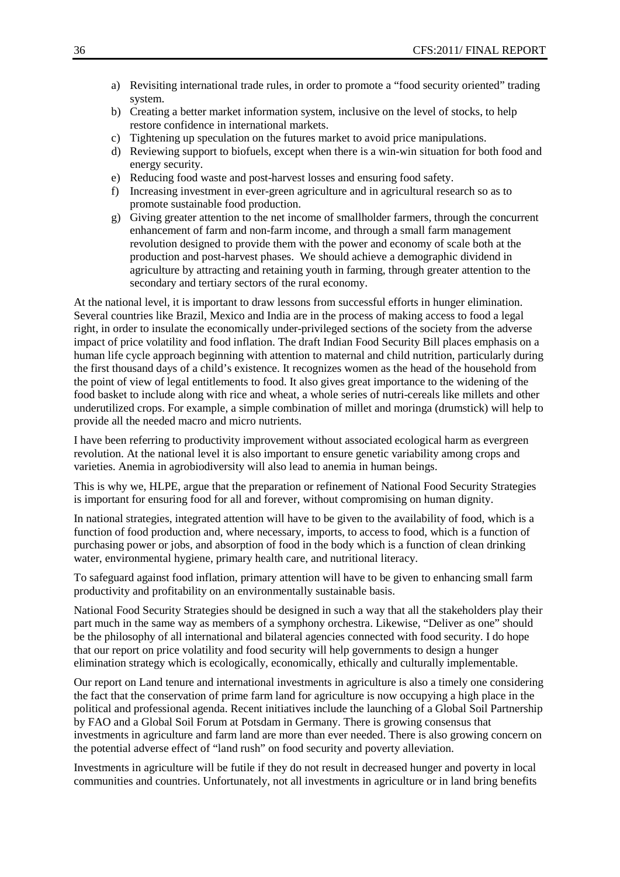a) Revisiting international trade rules, in order to promote a "food security oriented" trading system.
b) Creating a better market information system, inclusive on the level of stocks, to help restore confidence in international markets.
c) Tightening up speculation on the futures market to avoid price manipulations.
d) Reviewing support to biofuels, except when there is a win-win situation for both food and energy security.
e) Reducing food waste and post-harvest losses and ensuring food safety.
f) Increasing investment in ever-green agriculture and in agricultural research so as to promote sustainable food production.
g) Giving greater attention to the net income of smallholder farmers, through the concurrent enhancement of farm and non-farm income, and through a small farm management revolution designed to provide them with the power and economy of scale both at the production and post-harvest phases. We should achieve a demographic dividend in agriculture by attracting and retaining youth in farming, through greater attention to the secondary and tertiary sectors of the rural economy.

At the national level, it is important to draw lessons from successful efforts in hunger elimination. Several countries like Brazil, Mexico and India are in the process of making access to food a legal right, in order to insulate the economically under-privileged sections of the society from the adverse impact of price volatility and food inflation. The draft Indian Food Security Bill places emphasis on a human life cycle approach beginning with attention to maternal and child nutrition, particularly during the first thousand days of a child's existence. It recognizes women as the head of the household from the point of view of legal entitlements to food. It also gives great importance to the widening of the food basket to include along with rice and wheat, a whole series of nutri-cereals like millets and other underutilized crops. For example, a simple combination of millet and moringa (drumstick) will help to provide all the needed macro and micro nutrients.

I have been referring to productivity improvement without associated ecological harm as evergreen revolution. At the national level it is also important to ensure genetic variability among crops and varieties. Anemia in agrobiodiversity will also lead to anemia in human beings.

This is why we, HLPE, argue that the preparation or refinement of National Food Security Strategies is important for ensuring food for all and forever, without compromising on human dignity.

In national strategies, integrated attention will have to be given to the availability of food, which is a function of food production and, where necessary, imports, to access to food, which is a function of purchasing power or jobs, and absorption of food in the body which is a function of clean drinking water, environmental hygiene, primary health care, and nutritional literacy.

To safeguard against food inflation, primary attention will have to be given to enhancing small farm productivity and profitability on an environmentally sustainable basis.

National Food Security Strategies should be designed in such a way that all the stakeholders play their part much in the same way as members of a symphony orchestra. Likewise, "Deliver as one" should be the philosophy of all international and bilateral agencies connected with food security. I do hope that our report on price volatility and food security will help governments to design a hunger elimination strategy which is ecologically, economically, ethically and culturally implementable.

Our report on Land tenure and international investments in agriculture is also a timely one considering the fact that the conservation of prime farm land for agriculture is now occupying a high place in the political and professional agenda. Recent initiatives include the launching of a Global Soil Partnership by FAO and a Global Soil Forum at Potsdam in Germany. There is growing consensus that investments in agriculture and farm land are more than ever needed. There is also growing concern on the potential adverse effect of "land rush" on food security and poverty alleviation.

Investments in agriculture will be futile if they do not result in decreased hunger and poverty in local communities and countries. Unfortunately, not all investments in agriculture or in land bring benefits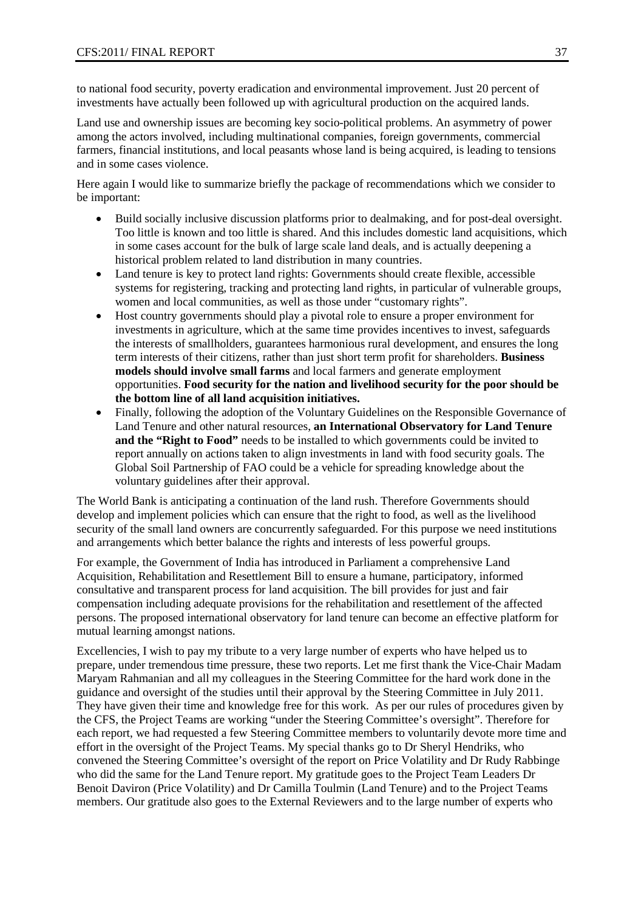to national food security, poverty eradication and environmental improvement. Just 20 percent of investments have actually been followed up with agricultural production on the acquired lands.

Land use and ownership issues are becoming key socio-political problems. An asymmetry of power among the actors involved, including multinational companies, foreign governments, commercial farmers, financial institutions, and local peasants whose land is being acquired, is leading to tensions and in some cases violence.

Here again I would like to summarize briefly the package of recommendations which we consider to be important:

- Build socially inclusive discussion platforms prior to dealmaking, and for post-deal oversight. Too little is known and too little is shared. And this includes domestic land acquisitions, which in some cases account for the bulk of large scale land deals, and is actually deepening a historical problem related to land distribution in many countries.
- Land tenure is key to protect land rights: Governments should create flexible, accessible systems for registering, tracking and protecting land rights, in particular of vulnerable groups, women and local communities, as well as those under "customary rights".
- Host country governments should play a pivotal role to ensure a proper environment for investments in agriculture, which at the same time provides incentives to invest, safeguards the interests of smallholders, guarantees harmonious rural development, and ensures the long term interests of their citizens, rather than just short term profit for shareholders. **Business models should involve small farms** and local farmers and generate employment opportunities. **Food security for the nation and livelihood security for the poor should be the bottom line of all land acquisition initiatives.**
- Finally, following the adoption of the Voluntary Guidelines on the Responsible Governance of Land Tenure and other natural resources, **an International Observatory for Land Tenure and the "Right to Food"** needs to be installed to which governments could be invited to report annually on actions taken to align investments in land with food security goals. The Global Soil Partnership of FAO could be a vehicle for spreading knowledge about the voluntary guidelines after their approval.

The World Bank is anticipating a continuation of the land rush. Therefore Governments should develop and implement policies which can ensure that the right to food, as well as the livelihood security of the small land owners are concurrently safeguarded. For this purpose we need institutions and arrangements which better balance the rights and interests of less powerful groups.

For example, the Government of India has introduced in Parliament a comprehensive Land Acquisition, Rehabilitation and Resettlement Bill to ensure a humane, participatory, informed consultative and transparent process for land acquisition. The bill provides for just and fair compensation including adequate provisions for the rehabilitation and resettlement of the affected persons. The proposed international observatory for land tenure can become an effective platform for mutual learning amongst nations.

Excellencies, I wish to pay my tribute to a very large number of experts who have helped us to prepare, under tremendous time pressure, these two reports. Let me first thank the Vice-Chair Madam Maryam Rahmanian and all my colleagues in the Steering Committee for the hard work done in the guidance and oversight of the studies until their approval by the Steering Committee in July 2011. They have given their time and knowledge free for this work. As per our rules of procedures given by the CFS, the Project Teams are working "under the Steering Committee's oversight". Therefore for each report, we had requested a few Steering Committee members to voluntarily devote more time and effort in the oversight of the Project Teams. My special thanks go to Dr Sheryl Hendriks, who convened the Steering Committee's oversight of the report on Price Volatility and Dr Rudy Rabbinge who did the same for the Land Tenure report. My gratitude goes to the Project Team Leaders Dr Benoit Daviron (Price Volatility) and Dr Camilla Toulmin (Land Tenure) and to the Project Teams members. Our gratitude also goes to the External Reviewers and to the large number of experts who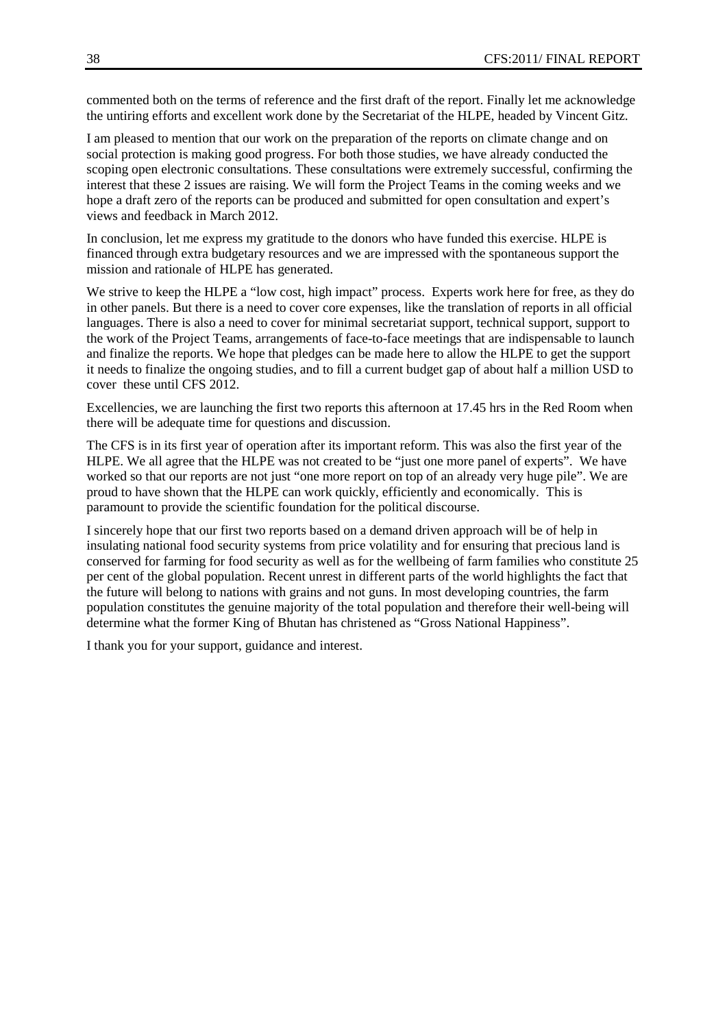commented both on the terms of reference and the first draft of the report. Finally let me acknowledge the untiring efforts and excellent work done by the Secretariat of the HLPE, headed by Vincent Gitz.

I am pleased to mention that our work on the preparation of the reports on climate change and on social protection is making good progress. For both those studies, we have already conducted the scoping open electronic consultations. These consultations were extremely successful, confirming the interest that these 2 issues are raising. We will form the Project Teams in the coming weeks and we hope a draft zero of the reports can be produced and submitted for open consultation and expert's views and feedback in March 2012.

In conclusion, let me express my gratitude to the donors who have funded this exercise. HLPE is financed through extra budgetary resources and we are impressed with the spontaneous support the mission and rationale of HLPE has generated.

We strive to keep the HLPE a "low cost, high impact" process. Experts work here for free, as they do in other panels. But there is a need to cover core expenses, like the translation of reports in all official languages. There is also a need to cover for minimal secretariat support, technical support, support to the work of the Project Teams, arrangements of face-to-face meetings that are indispensable to launch and finalize the reports. We hope that pledges can be made here to allow the HLPE to get the support it needs to finalize the ongoing studies, and to fill a current budget gap of about half a million USD to cover these until CFS 2012.

Excellencies, we are launching the first two reports this afternoon at 17.45 hrs in the Red Room when there will be adequate time for questions and discussion.

The CFS is in its first year of operation after its important reform. This was also the first year of the HLPE. We all agree that the HLPE was not created to be "just one more panel of experts". We have worked so that our reports are not just "one more report on top of an already very huge pile". We are proud to have shown that the HLPE can work quickly, efficiently and economically. This is paramount to provide the scientific foundation for the political discourse.

I sincerely hope that our first two reports based on a demand driven approach will be of help in insulating national food security systems from price volatility and for ensuring that precious land is conserved for farming for food security as well as for the wellbeing of farm families who constitute 25 per cent of the global population. Recent unrest in different parts of the world highlights the fact that the future will belong to nations with grains and not guns. In most developing countries, the farm population constitutes the genuine majority of the total population and therefore their well-being will determine what the former King of Bhutan has christened as "Gross National Happiness".

I thank you for your support, guidance and interest.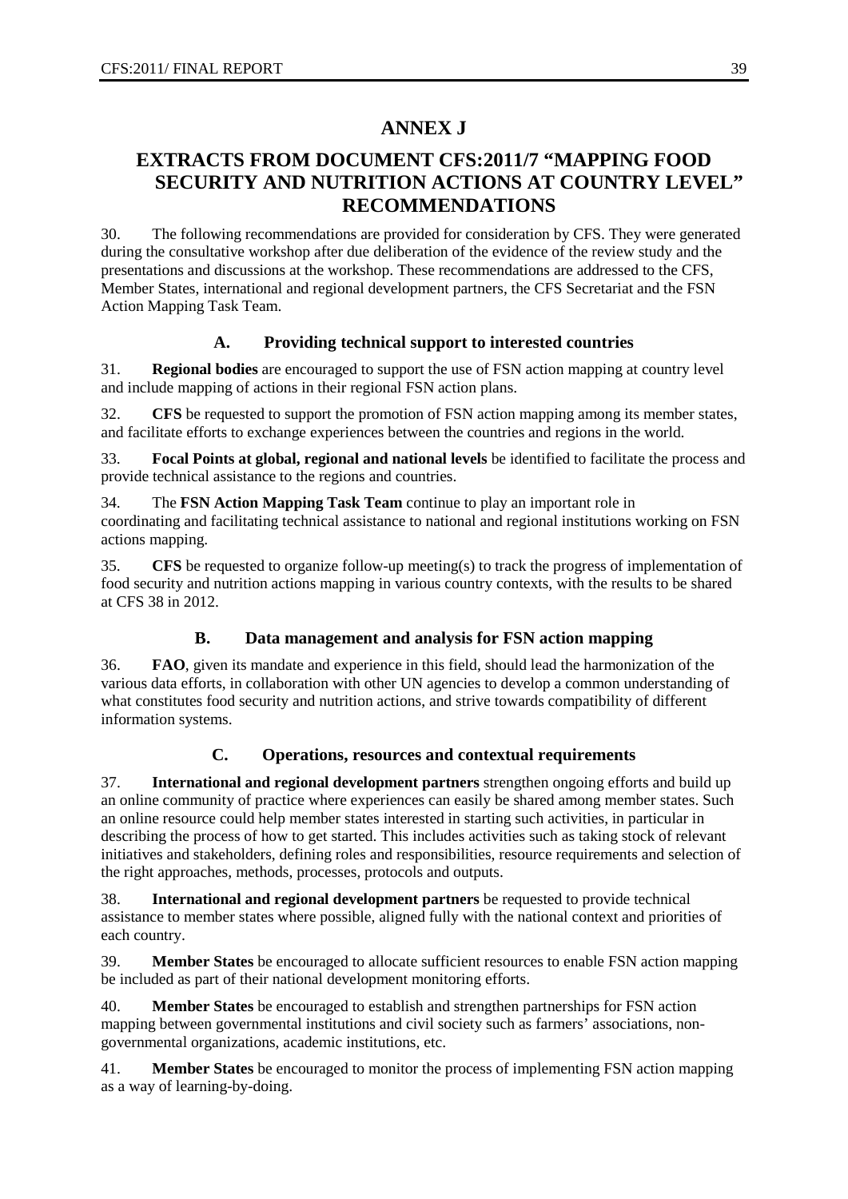# ANNEX J

# EXTRACTS FROM DOCUMENT CFS:2011/7 "MAPPING FOOD SECURITY AND NUTRITION ACTIONS AT COUNTRY LEVEL" RECOMMENDATIONS

30. The following recommendations are provided for consideration by CFS. They were generated during the consultative workshop after due deliberation of the evidence of the review study and the presentations and discussions at the workshop. These recommendations are addressed to the CFS, Member States, international and regional development partners, the CFS Secretariat and the FSN Action Mapping Task Team.

## A. Providing technical support to interested countries

31. **Regional bodies** are encouraged to support the use of FSN action mapping at country level and include mapping of actions in their regional FSN action plans.

32. **CFS** be requested to support the promotion of FSN action mapping among its member states, and facilitate efforts to exchange experiences between the countries and regions in the world.

33. **Focal Points at global, regional and national levels** be identified to facilitate the process and provide technical assistance to the regions and countries.

34. The **FSN Action Mapping Task Team** continue to play an important role in coordinating and facilitating technical assistance to national and regional institutions working on FSN actions mapping.

35. **CFS** be requested to organize follow-up meeting(s) to track the progress of implementation of food security and nutrition actions mapping in various country contexts, with the results to be shared at CFS 38 in 2012.

## B. Data management and analysis for FSN action mapping

36. **FAO**, given its mandate and experience in this field, should lead the harmonization of the various data efforts, in collaboration with other UN agencies to develop a common understanding of what constitutes food security and nutrition actions, and strive towards compatibility of different information systems.

## C. Operations, resources and contextual requirements

37. **International and regional development partners** strengthen ongoing efforts and build up an online community of practice where experiences can easily be shared among member states. Such an online resource could help member states interested in starting such activities, in particular in describing the process of how to get started. This includes activities such as taking stock of relevant initiatives and stakeholders, defining roles and responsibilities, resource requirements and selection of the right approaches, methods, processes, protocols and outputs.

38. **International and regional development partners** be requested to provide technical assistance to member states where possible, aligned fully with the national context and priorities of each country.

39. **Member States** be encouraged to allocate sufficient resources to enable FSN action mapping be included as part of their national development monitoring efforts.

40. **Member States** be encouraged to establish and strengthen partnerships for FSN action mapping between governmental institutions and civil society such as farmers' associations, non-governmental organizations, academic institutions, etc.

41. **Member States** be encouraged to monitor the process of implementing FSN action mapping as a way of learning-by-doing.